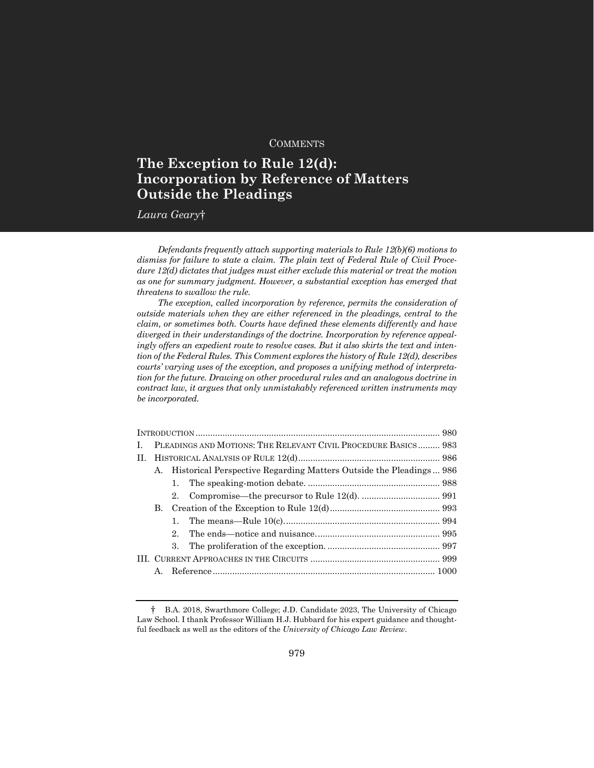COMMENTS

# The Exception to Rule 12(d): Incorporation by Reference of Matters Outside the Pleadings

*Laura Geary*†

*Defendants frequently attach supporting materials to Rule 12(b)(6) motions to dismiss for failure to state a claim. The plain text of Federal Rule of Civil Procedure 12(d) dictates that judges must either exclude this material or treat the motion as one for summary judgment. However, a substantial exception has emerged that threatens to swallow the rule.*

*The exception, called incorporation by reference, permits the consideration of outside materials when they are either referenced in the pleadings, central to the claim, or sometimes both. Courts have defined these elements differently and have diverged in their understandings of the doctrine. Incorporation by reference appealingly offers an expedient route to resolve cases. But it also skirts the text and intention of the Federal Rules. This Comment explores the history of Rule 12(d), describes courts' varying uses of the exception, and proposes a unifying method of interpretation for the future. Drawing on other procedural rules and an analogous doctrine in contract law, it argues that only unmistakably referenced written instruments may be incorporated.*

INTRODUCTION .......... 980
I. PLEADINGS AND MOTIONS: THE RELEVANT CIVIL PROCEDURE BASICS .......... 983
II. HISTORICAL ANALYSIS OF RULE 12(d) .......... 986
  A. Historical Perspective Regarding Matters Outside the Pleadings .......... 986
    1. The speaking-motion debate. .......... 988
    2. Compromise—the precursor to Rule 12(d). .......... 991
  B. Creation of the Exception to Rule 12(d) .......... 993
    1. The means—Rule 10(c). .......... 994
    2. The ends—notice and nuisance. .......... 995
    3. The proliferation of the exception. .......... 997
III. CURRENT APPROACHES IN THE CIRCUITS .......... 999
  A. Reference .......... 1000

† B.A. 2018, Swarthmore College; J.D. Candidate 2023, The University of Chicago Law School. I thank Professor William H.J. Hubbard for his expert guidance and thoughtful feedback as well as the editors of the *University of Chicago Law Review*.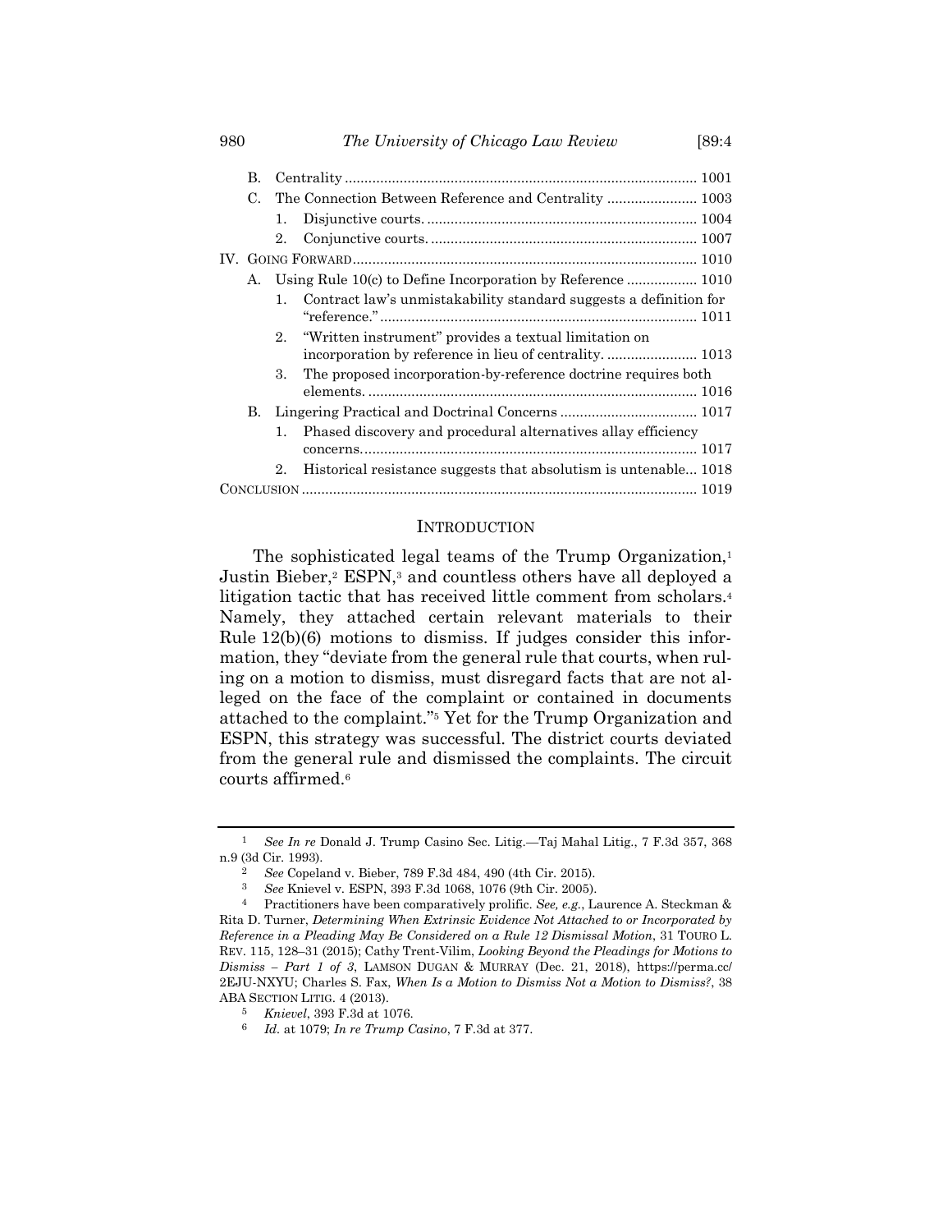- B. Centrality ........................................................................................ 1001
- C. The Connection Between Reference and Centrality ....................... 1003
  1. Disjunctive courts. .................................................................... 1004
  2. Conjunctive courts. ................................................................... 1007

IV. GOING FORWARD....................................................................................... 1010

- A. Using Rule 10(c) to Define Incorporation by Reference .................. 1010
  1. Contract law's unmistakability standard suggests a definition for "reference." ................................................................................ 1011
  2. "Written instrument" provides a textual limitation on incorporation by reference in lieu of centrality. ....................... 1013
  3. The proposed incorporation-by-reference doctrine requires both elements. .................................................................................... 1016
- B. Lingering Practical and Doctrinal Concerns .................................. 1017
  1. Phased discovery and procedural alternatives allay efficiency concerns. .................................................................................... 1017
  2. Historical resistance suggests that absolutism is untenable... 1018

CONCLUSION .................................................................................................... 1019

## INTRODUCTION

The sophisticated legal teams of the Trump Organization,[1] Justin Bieber,[2] ESPN,[3] and countless others have all deployed a litigation tactic that has received little comment from scholars.[4] Namely, they attached certain relevant materials to their Rule 12(b)(6) motions to dismiss. If judges consider this information, they "deviate from the general rule that courts, when ruling on a motion to dismiss, must disregard facts that are not alleged on the face of the complaint or contained in documents attached to the complaint."[5] Yet for the Trump Organization and ESPN, this strategy was successful. The district courts deviated from the general rule and dismissed the complaints. The circuit courts affirmed.[6]

---

[1] *See In re* Donald J. Trump Casino Sec. Litig.—Taj Mahal Litig., 7 F.3d 357, 368 n.9 (3d Cir. 1993).

[2] *See* Copeland v. Bieber, 789 F.3d 484, 490 (4th Cir. 2015).

[3] *See* Knievel v. ESPN, 393 F.3d 1068, 1076 (9th Cir. 2005).

[4] Practitioners have been comparatively prolific. *See, e.g.*, Laurence A. Steckman & Rita D. Turner, *Determining When Extrinsic Evidence Not Attached to or Incorporated by Reference in a Pleading May Be Considered on a Rule 12 Dismissal Motion*, 31 TOURO L. REV. 115, 128–31 (2015); Cathy Trent-Vilim, *Looking Beyond the Pleadings for Motions to Dismiss – Part 1 of 3*, LAMSON DUGAN & MURRAY (Dec. 21, 2018), https://perma.cc/2EJU-NXYU; Charles S. Fax, *When Is a Motion to Dismiss Not a Motion to Dismiss?*, 38 ABA SECTION LITIG. 4 (2013).

[5] *Knievel*, 393 F.3d at 1076.

[6] *Id.* at 1079; *In re Trump Casino*, 7 F.3d at 377.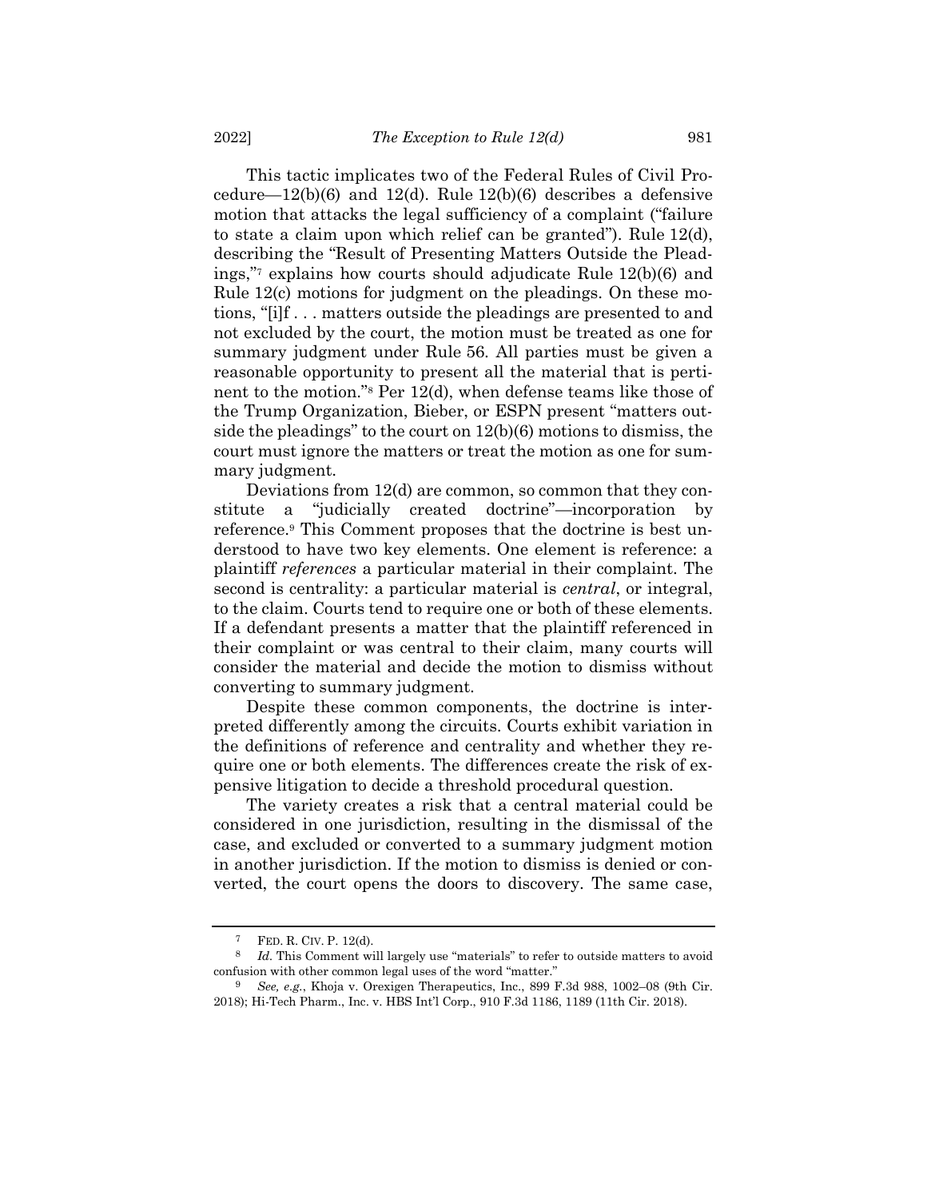This tactic implicates two of the Federal Rules of Civil Procedure—12(b)(6) and 12(d). Rule 12(b)(6) describes a defensive motion that attacks the legal sufficiency of a complaint ("failure to state a claim upon which relief can be granted"). Rule 12(d), describing the "Result of Presenting Matters Outside the Pleadings,"[7] explains how courts should adjudicate Rule 12(b)(6) and Rule 12(c) motions for judgment on the pleadings. On these motions, "[i]f . . . matters outside the pleadings are presented to and not excluded by the court, the motion must be treated as one for summary judgment under Rule 56. All parties must be given a reasonable opportunity to present all the material that is pertinent to the motion."[8] Per 12(d), when defense teams like those of the Trump Organization, Bieber, or ESPN present "matters outside the pleadings" to the court on 12(b)(6) motions to dismiss, the court must ignore the matters or treat the motion as one for summary judgment.

Deviations from 12(d) are common, so common that they constitute a "judicially created doctrine"—incorporation by reference.[9] This Comment proposes that the doctrine is best understood to have two key elements. One element is reference: a plaintiff *references* a particular material in their complaint. The second is centrality: a particular material is *central*, or integral, to the claim. Courts tend to require one or both of these elements. If a defendant presents a matter that the plaintiff referenced in their complaint or was central to their claim, many courts will consider the material and decide the motion to dismiss without converting to summary judgment.

Despite these common components, the doctrine is interpreted differently among the circuits. Courts exhibit variation in the definitions of reference and centrality and whether they require one or both elements. The differences create the risk of expensive litigation to decide a threshold procedural question.

The variety creates a risk that a central material could be considered in one jurisdiction, resulting in the dismissal of the case, and excluded or converted to a summary judgment motion in another jurisdiction. If the motion to dismiss is denied or converted, the court opens the doors to discovery. The same case,

---

[7] FED. R. CIV. P. 12(d).

[8] *Id.* This Comment will largely use "materials" to refer to outside matters to avoid confusion with other common legal uses of the word "matter."

[9] *See, e.g.*, Khoja v. Orexigen Therapeutics, Inc., 899 F.3d 988, 1002–08 (9th Cir. 2018); Hi-Tech Pharm., Inc. v. HBS Int'l Corp., 910 F.3d 1186, 1189 (11th Cir. 2018).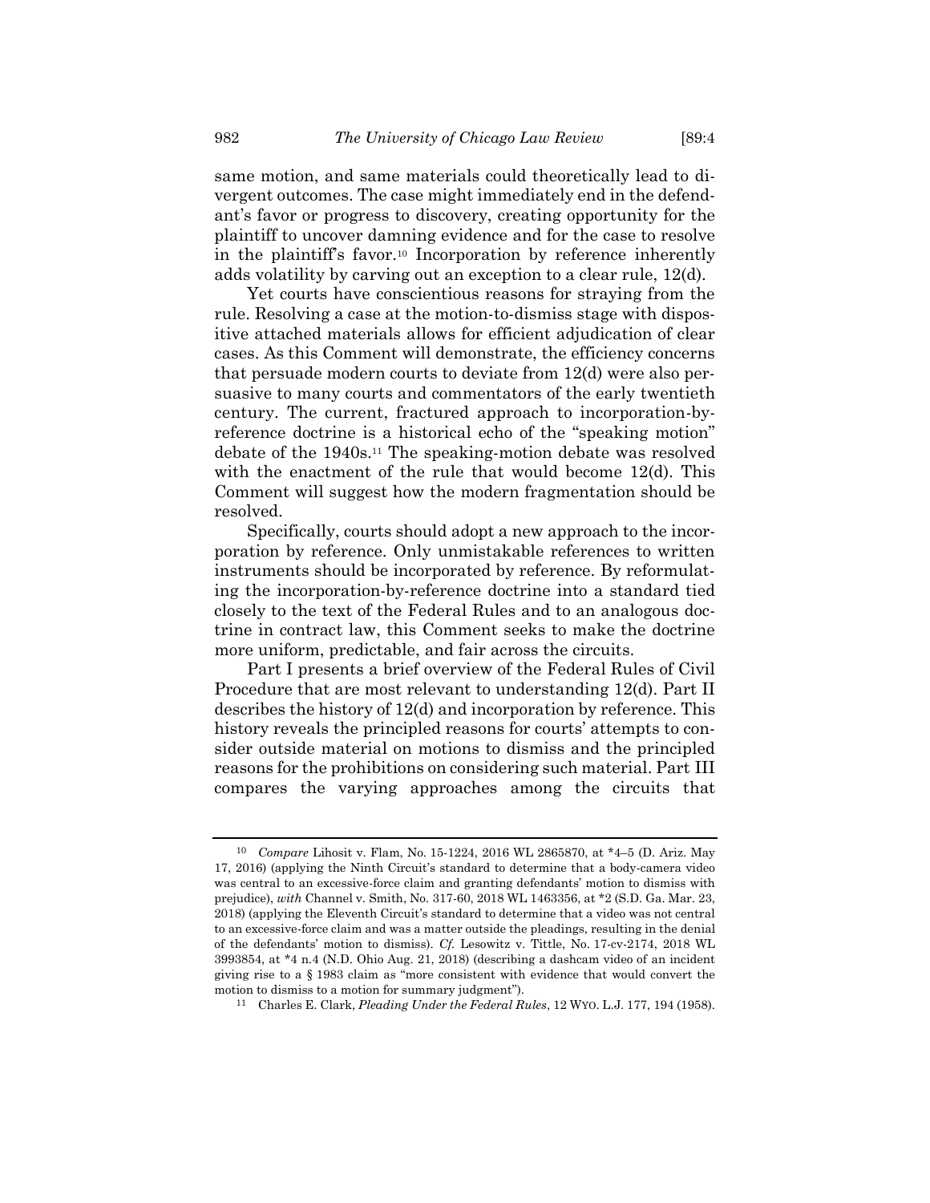same motion, and same materials could theoretically lead to divergent outcomes. The case might immediately end in the defendant's favor or progress to discovery, creating opportunity for the plaintiff to uncover damning evidence and for the case to resolve in the plaintiff's favor.[10] Incorporation by reference inherently adds volatility by carving out an exception to a clear rule, 12(d).

Yet courts have conscientious reasons for straying from the rule. Resolving a case at the motion-to-dismiss stage with dispositive attached materials allows for efficient adjudication of clear cases. As this Comment will demonstrate, the efficiency concerns that persuade modern courts to deviate from 12(d) were also persuasive to many courts and commentators of the early twentieth century. The current, fractured approach to incorporation-by-reference doctrine is a historical echo of the "speaking motion" debate of the 1940s.[11] The speaking-motion debate was resolved with the enactment of the rule that would become 12(d). This Comment will suggest how the modern fragmentation should be resolved.

Specifically, courts should adopt a new approach to the incorporation by reference. Only unmistakable references to written instruments should be incorporated by reference. By reformulating the incorporation-by-reference doctrine into a standard tied closely to the text of the Federal Rules and to an analogous doctrine in contract law, this Comment seeks to make the doctrine more uniform, predictable, and fair across the circuits.

Part I presents a brief overview of the Federal Rules of Civil Procedure that are most relevant to understanding 12(d). Part II describes the history of 12(d) and incorporation by reference. This history reveals the principled reasons for courts' attempts to consider outside material on motions to dismiss and the principled reasons for the prohibitions on considering such material. Part III compares the varying approaches among the circuits that

---

[10] *Compare* Lihosit v. Flam, No. 15-1224, 2016 WL 2865870, at *4–5 (D. Ariz. May 17, 2016) (applying the Ninth Circuit's standard to determine that a body-camera video was central to an excessive-force claim and granting defendants' motion to dismiss with prejudice), *with* Channel v. Smith, No. 317-60, 2018 WL 1463356, at *2 (S.D. Ga. Mar. 23, 2018) (applying the Eleventh Circuit's standard to determine that a video was not central to an excessive-force claim and was a matter outside the pleadings, resulting in the denial of the defendants' motion to dismiss). *Cf.* Lesowitz v. Tittle, No. 17-cv-2174, 2018 WL 3993854, at *4 n.4 (N.D. Ohio Aug. 21, 2018) (describing a dashcam video of an incident giving rise to a § 1983 claim as "more consistent with evidence that would convert the motion to dismiss to a motion for summary judgment").

[11] Charles E. Clark, *Pleading Under the Federal Rules*, 12 WYO. L.J. 177, 194 (1958).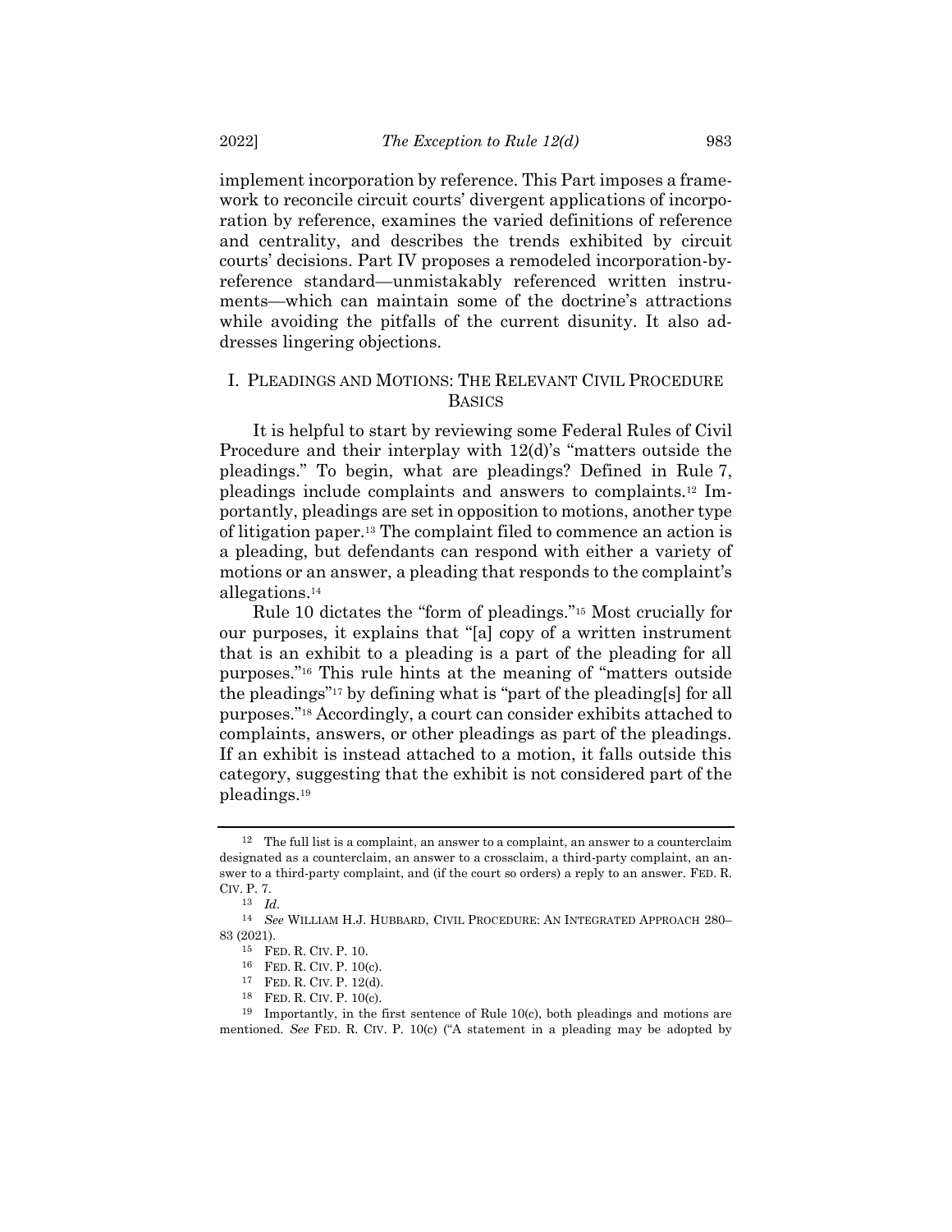implement incorporation by reference. This Part imposes a framework to reconcile circuit courts' divergent applications of incorporation by reference, examines the varied definitions of reference and centrality, and describes the trends exhibited by circuit courts' decisions. Part IV proposes a remodeled incorporation-by-reference standard—unmistakably referenced written instruments—which can maintain some of the doctrine's attractions while avoiding the pitfalls of the current disunity. It also addresses lingering objections.

## I. PLEADINGS AND MOTIONS: THE RELEVANT CIVIL PROCEDURE BASICS

It is helpful to start by reviewing some Federal Rules of Civil Procedure and their interplay with 12(d)'s "matters outside the pleadings." To begin, what are pleadings? Defined in Rule 7, pleadings include complaints and answers to complaints.[12] Importantly, pleadings are set in opposition to motions, another type of litigation paper.[13] The complaint filed to commence an action is a pleading, but defendants can respond with either a variety of motions or an answer, a pleading that responds to the complaint's allegations.[14]

Rule 10 dictates the "form of pleadings."[15] Most crucially for our purposes, it explains that "[a] copy of a written instrument that is an exhibit to a pleading is a part of the pleading for all purposes."[16] This rule hints at the meaning of "matters outside the pleadings"[17] by defining what is "part of the pleading[s] for all purposes."[18] Accordingly, a court can consider exhibits attached to complaints, answers, or other pleadings as part of the pleadings. If an exhibit is instead attached to a motion, it falls outside this category, suggesting that the exhibit is not considered part of the pleadings.[19]

---

[12] The full list is a complaint, an answer to a complaint, an answer to a counterclaim designated as a counterclaim, an answer to a crossclaim, a third-party complaint, an answer to a third-party complaint, and (if the court so orders) a reply to an answer. FED. R. CIV. P. 7.

[13] *Id.*

[14] *See* WILLIAM H.J. HUBBARD, CIVIL PROCEDURE: AN INTEGRATED APPROACH 280–83 (2021).

[15] FED. R. CIV. P. 10.

[16] FED. R. CIV. P. 10(c).

[17] FED. R. CIV. P. 12(d).

[18] FED. R. CIV. P. 10(c).

[19] Importantly, in the first sentence of Rule 10(c), both pleadings and motions are mentioned. *See* FED. R. CIV. P. 10(c) ("A statement in a pleading may be adopted by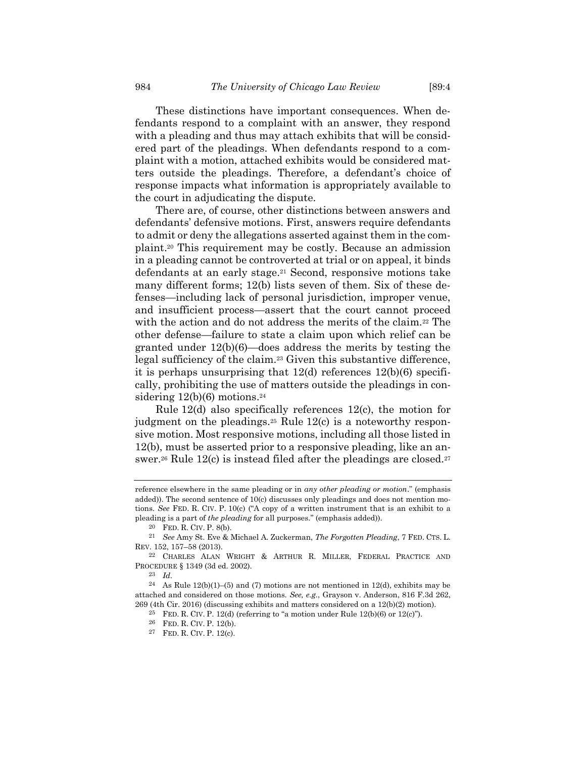These distinctions have important consequences. When defendants respond to a complaint with an answer, they respond with a pleading and thus may attach exhibits that will be considered part of the pleadings. When defendants respond to a complaint with a motion, attached exhibits would be considered matters outside the pleadings. Therefore, a defendant's choice of response impacts what information is appropriately available to the court in adjudicating the dispute.

There are, of course, other distinctions between answers and defendants' defensive motions. First, answers require defendants to admit or deny the allegations asserted against them in the complaint.[20] This requirement may be costly. Because an admission in a pleading cannot be controverted at trial or on appeal, it binds defendants at an early stage.[21] Second, responsive motions take many different forms; 12(b) lists seven of them. Six of these defenses—including lack of personal jurisdiction, improper venue, and insufficient process—assert that the court cannot proceed with the action and do not address the merits of the claim.[22] The other defense—failure to state a claim upon which relief can be granted under 12(b)(6)—does address the merits by testing the legal sufficiency of the claim.[23] Given this substantive difference, it is perhaps unsurprising that 12(d) references 12(b)(6) specifically, prohibiting the use of matters outside the pleadings in considering 12(b)(6) motions.[24]

Rule 12(d) also specifically references 12(c), the motion for judgment on the pleadings.[25] Rule 12(c) is a noteworthy responsive motion. Most responsive motions, including all those listed in 12(b), must be asserted prior to a responsive pleading, like an answer.[26] Rule 12(c) is instead filed after the pleadings are closed.[27]

---

reference elsewhere in the same pleading or in *any other pleading or motion*." (emphasis added)). The second sentence of 10(c) discusses only pleadings and does not mention motions. *See* FED. R. CIV. P. 10(c) ("A copy of a written instrument that is an exhibit to a pleading is a part of *the pleading* for all purposes." (emphasis added)).

[20] FED. R. CIV. P. 8(b).

[21] *See* Amy St. Eve & Michael A. Zuckerman, *The Forgotten Pleading*, 7 FED. CTS. L. REV. 152, 157–58 (2013).

[22] CHARLES ALAN WRIGHT & ARTHUR R. MILLER, FEDERAL PRACTICE AND PROCEDURE § 1349 (3d ed. 2002).

[23] *Id.*

[24] As Rule 12(b)(1)–(5) and (7) motions are not mentioned in 12(d), exhibits may be attached and considered on those motions. *See, e.g.*, Grayson v. Anderson, 816 F.3d 262, 269 (4th Cir. 2016) (discussing exhibits and matters considered on a 12(b)(2) motion).

[25] FED. R. CIV. P. 12(d) (referring to "a motion under Rule 12(b)(6) or 12(c)").

[26] FED. R. CIV. P. 12(b).

[27] FED. R. CIV. P. 12(c).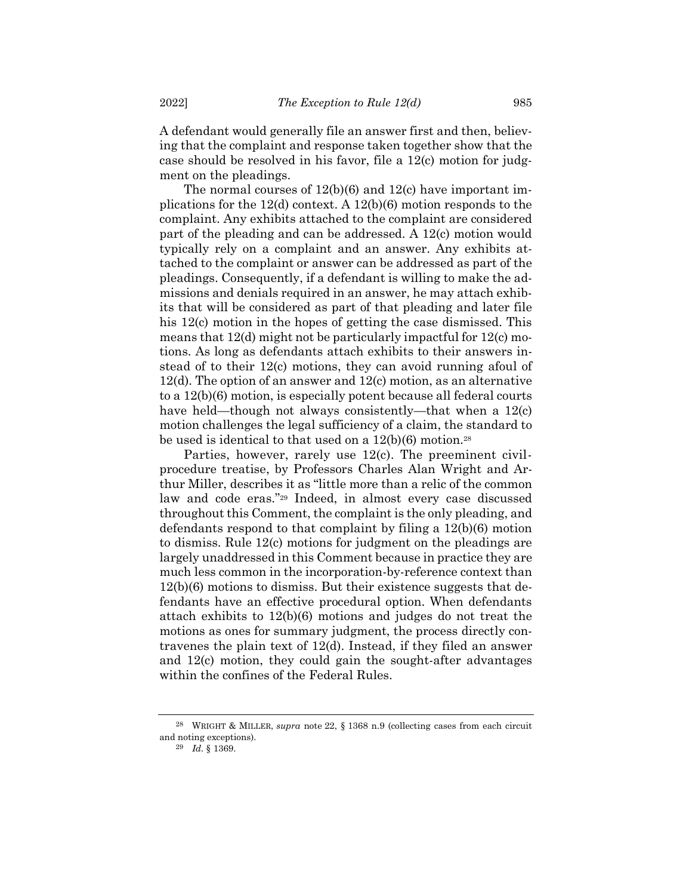A defendant would generally file an answer first and then, believing that the complaint and response taken together show that the case should be resolved in his favor, file a 12(c) motion for judgment on the pleadings.

The normal courses of 12(b)(6) and 12(c) have important implications for the 12(d) context. A 12(b)(6) motion responds to the complaint. Any exhibits attached to the complaint are considered part of the pleading and can be addressed. A 12(c) motion would typically rely on a complaint and an answer. Any exhibits attached to the complaint or answer can be addressed as part of the pleadings. Consequently, if a defendant is willing to make the admissions and denials required in an answer, he may attach exhibits that will be considered as part of that pleading and later file his 12(c) motion in the hopes of getting the case dismissed. This means that 12(d) might not be particularly impactful for 12(c) motions. As long as defendants attach exhibits to their answers instead of to their 12(c) motions, they can avoid running afoul of 12(d). The option of an answer and 12(c) motion, as an alternative to a 12(b)(6) motion, is especially potent because all federal courts have held—though not always consistently—that when a 12(c) motion challenges the legal sufficiency of a claim, the standard to be used is identical to that used on a 12(b)(6) motion.[28]

Parties, however, rarely use 12(c). The preeminent civil-procedure treatise, by Professors Charles Alan Wright and Arthur Miller, describes it as "little more than a relic of the common law and code eras."[29] Indeed, in almost every case discussed throughout this Comment, the complaint is the only pleading, and defendants respond to that complaint by filing a 12(b)(6) motion to dismiss. Rule 12(c) motions for judgment on the pleadings are largely unaddressed in this Comment because in practice they are much less common in the incorporation-by-reference context than 12(b)(6) motions to dismiss. But their existence suggests that defendants have an effective procedural option. When defendants attach exhibits to 12(b)(6) motions and judges do not treat the motions as ones for summary judgment, the process directly contravenes the plain text of 12(d). Instead, if they filed an answer and 12(c) motion, they could gain the sought-after advantages within the confines of the Federal Rules.

---

[28] WRIGHT & MILLER, *supra* note 22, § 1368 n.9 (collecting cases from each circuit and noting exceptions).

[29] *Id.* § 1369.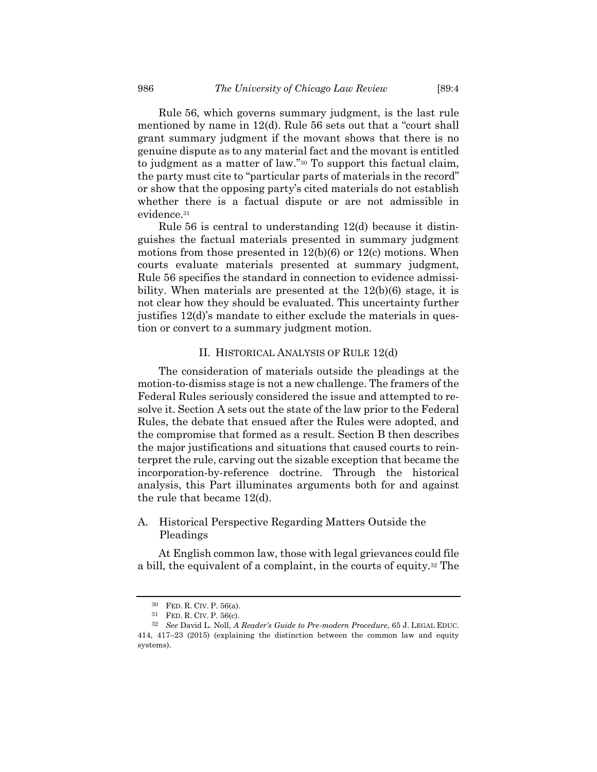Rule 56, which governs summary judgment, is the last rule mentioned by name in 12(d). Rule 56 sets out that a "court shall grant summary judgment if the movant shows that there is no genuine dispute as to any material fact and the movant is entitled to judgment as a matter of law."[30] To support this factual claim, the party must cite to "particular parts of materials in the record" or show that the opposing party's cited materials do not establish whether there is a factual dispute or are not admissible in evidence.[31]

Rule 56 is central to understanding 12(d) because it distinguishes the factual materials presented in summary judgment motions from those presented in 12(b)(6) or 12(c) motions. When courts evaluate materials presented at summary judgment, Rule 56 specifies the standard in connection to evidence admissibility. When materials are presented at the 12(b)(6) stage, it is not clear how they should be evaluated. This uncertainty further justifies 12(d)'s mandate to either exclude the materials in question or convert to a summary judgment motion.

## II. Historical Analysis of Rule 12(d)

The consideration of materials outside the pleadings at the motion-to-dismiss stage is not a new challenge. The framers of the Federal Rules seriously considered the issue and attempted to resolve it. Section A sets out the state of the law prior to the Federal Rules, the debate that ensued after the Rules were adopted, and the compromise that formed as a result. Section B then describes the major justifications and situations that caused courts to reinterpret the rule, carving out the sizable exception that became the incorporation-by-reference doctrine. Through the historical analysis, this Part illuminates arguments both for and against the rule that became 12(d).

### A. Historical Perspective Regarding Matters Outside the Pleadings

At English common law, those with legal grievances could file a bill, the equivalent of a complaint, in the courts of equity.[32] The

---

[30] Fed. R. Civ. P. 56(a).

[31] Fed. R. Civ. P. 56(c).

[32] *See* David L. Noll, *A Reader's Guide to Pre-modern Procedure*, 65 J. Legal Educ. 414, 417–23 (2015) (explaining the distinction between the common law and equity systems).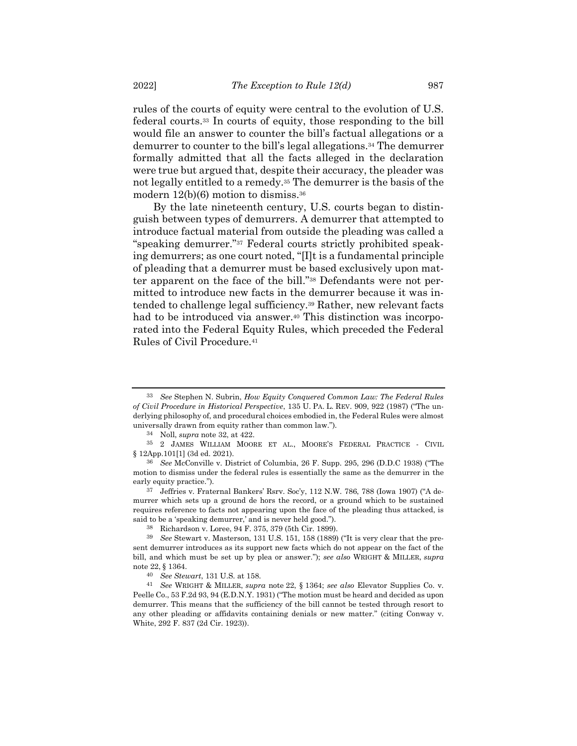rules of the courts of equity were central to the evolution of U.S. federal courts.[33] In courts of equity, those responding to the bill would file an answer to counter the bill's factual allegations or a demurrer to counter to the bill's legal allegations.[34] The demurrer formally admitted that all the facts alleged in the declaration were true but argued that, despite their accuracy, the pleader was not legally entitled to a remedy.[35] The demurrer is the basis of the modern 12(b)(6) motion to dismiss.[36]

By the late nineteenth century, U.S. courts began to distinguish between types of demurrers. A demurrer that attempted to introduce factual material from outside the pleading was called a "speaking demurrer."[37] Federal courts strictly prohibited speaking demurrers; as one court noted, "[I]t is a fundamental principle of pleading that a demurrer must be based exclusively upon matter apparent on the face of the bill."[38] Defendants were not permitted to introduce new facts in the demurrer because it was intended to challenge legal sufficiency.[39] Rather, new relevant facts had to be introduced via answer.[40] This distinction was incorporated into the Federal Equity Rules, which preceded the Federal Rules of Civil Procedure.[41]

---

[33] *See* Stephen N. Subrin, *How Equity Conquered Common Law: The Federal Rules of Civil Procedure in Historical Perspective*, 135 U. PA. L. REV. 909, 922 (1987) ("The underlying philosophy of, and procedural choices embodied in, the Federal Rules were almost universally drawn from equity rather than common law.").

[34] Noll, *supra* note 32, at 422.

[35] 2 JAMES WILLIAM MOORE ET AL., MOORE'S FEDERAL PRACTICE - CIVIL § 12App.101[1] (3d ed. 2021).

[36] *See* McConville v. District of Columbia, 26 F. Supp. 295, 296 (D.D.C 1938) ("The motion to dismiss under the federal rules is essentially the same as the demurrer in the early equity practice.").

[37] Jeffries v. Fraternal Bankers' Rsrv. Soc'y, 112 N.W. 786, 788 (Iowa 1907) ("A demurrer which sets up a ground de hors the record, or a ground which to be sustained requires reference to facts not appearing upon the face of the pleading thus attacked, is said to be a 'speaking demurrer,' and is never held good.").

[38] Richardson v. Loree, 94 F. 375, 379 (5th Cir. 1899).

[39] *See* Stewart v. Masterson, 131 U.S. 151, 158 (1889) ("It is very clear that the present demurrer introduces as its support new facts which do not appear on the fact of the bill, and which must be set up by plea or answer."); *see also* WRIGHT & MILLER, *supra* note 22, § 1364.

[40] *See Stewart*, 131 U.S. at 158.

[41] *See* WRIGHT & MILLER, *supra* note 22, § 1364; *see also* Elevator Supplies Co. v. Peelle Co., 53 F.2d 93, 94 (E.D.N.Y. 1931) ("The motion must be heard and decided as upon demurrer. This means that the sufficiency of the bill cannot be tested through resort to any other pleading or affidavits containing denials or new matter." (citing Conway v. White, 292 F. 837 (2d Cir. 1923)).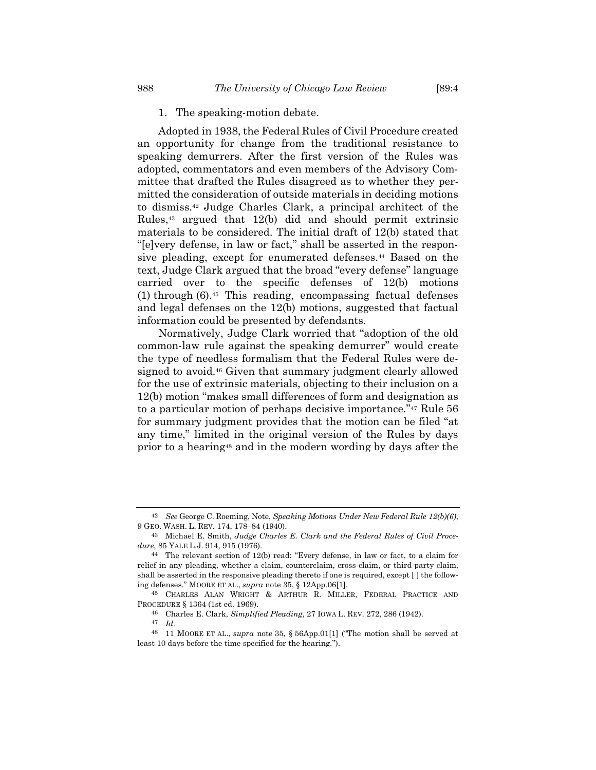1. The speaking-motion debate.

Adopted in 1938, the Federal Rules of Civil Procedure created an opportunity for change from the traditional resistance to speaking demurrers. After the first version of the Rules was adopted, commentators and even members of the Advisory Committee that drafted the Rules disagreed as to whether they permitted the consideration of outside materials in deciding motions to dismiss.[42] Judge Charles Clark, a principal architect of the Rules,[43] argued that 12(b) did and should permit extrinsic materials to be considered. The initial draft of 12(b) stated that "[e]very defense, in law or fact," shall be asserted in the responsive pleading, except for enumerated defenses.[44] Based on the text, Judge Clark argued that the broad "every defense" language carried over to the specific defenses of 12(b) motions (1) through (6).[45] This reading, encompassing factual defenses and legal defenses on the 12(b) motions, suggested that factual information could be presented by defendants.

Normatively, Judge Clark worried that "adoption of the old common-law rule against the speaking demurrer" would create the type of needless formalism that the Federal Rules were designed to avoid.[46] Given that summary judgment clearly allowed for the use of extrinsic materials, objecting to their inclusion on a 12(b) motion "makes small differences of form and designation as to a particular motion of perhaps decisive importance."[47] Rule 56 for summary judgment provides that the motion can be filed "at any time," limited in the original version of the Rules by days prior to a hearing[48] and in the modern wording by days after the

---

[42] *See* George C. Roeming, Note, *Speaking Motions Under New Federal Rule 12(b)(6)*, 9 GEO. WASH. L. REV. 174, 178–84 (1940).

[43] Michael E. Smith, *Judge Charles E. Clark and the Federal Rules of Civil Procedure*, 85 YALE L.J. 914, 915 (1976).

[44] The relevant section of 12(b) read: "Every defense, in law or fact, to a claim for relief in any pleading, whether a claim, counterclaim, cross-claim, or third-party claim, shall be asserted in the responsive pleading thereto if one is required, except [ ] the following defenses." MOORE ET AL., *supra* note 35, § 12App.06[1].

[45] CHARLES ALAN WRIGHT & ARTHUR R. MILLER, FEDERAL PRACTICE AND PROCEDURE § 1364 (1st ed. 1969).

[46] Charles E. Clark, *Simplified Pleading*, 27 IOWA L. REV. 272, 286 (1942).

[47] *Id.*

[48] 11 MOORE ET AL., *supra* note 35, § 56App.01[1] ("The motion shall be served at least 10 days before the time specified for the hearing.").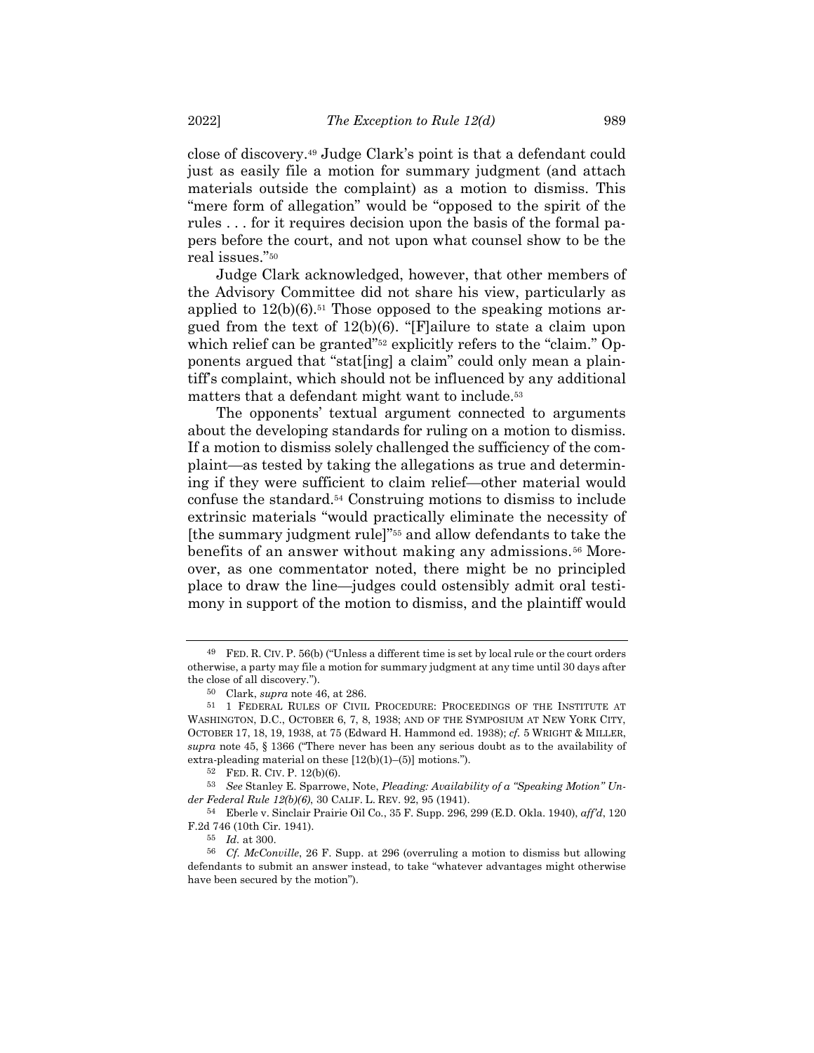close of discovery.[49] Judge Clark's point is that a defendant could just as easily file a motion for summary judgment (and attach materials outside the complaint) as a motion to dismiss. This "mere form of allegation" would be "opposed to the spirit of the rules . . . for it requires decision upon the basis of the formal papers before the court, and not upon what counsel show to be the real issues."[50]

Judge Clark acknowledged, however, that other members of the Advisory Committee did not share his view, particularly as applied to 12(b)(6).[51] Those opposed to the speaking motions argued from the text of 12(b)(6). "[F]ailure to state a claim upon which relief can be granted"[52] explicitly refers to the "claim." Opponents argued that "stat[ing] a claim" could only mean a plaintiff's complaint, which should not be influenced by any additional matters that a defendant might want to include.[53]

The opponents' textual argument connected to arguments about the developing standards for ruling on a motion to dismiss. If a motion to dismiss solely challenged the sufficiency of the complaint—as tested by taking the allegations as true and determining if they were sufficient to claim relief—other material would confuse the standard.[54] Construing motions to dismiss to include extrinsic materials "would practically eliminate the necessity of [the summary judgment rule]"[55] and allow defendants to take the benefits of an answer without making any admissions.[56] Moreover, as one commentator noted, there might be no principled place to draw the line—judges could ostensibly admit oral testimony in support of the motion to dismiss, and the plaintiff would

---

49 FED. R. CIV. P. 56(b) ("Unless a different time is set by local rule or the court orders otherwise, a party may file a motion for summary judgment at any time until 30 days after the close of all discovery.").

50 Clark, *supra* note 46, at 286.

51 1 FEDERAL RULES OF CIVIL PROCEDURE: PROCEEDINGS OF THE INSTITUTE AT WASHINGTON, D.C., OCTOBER 6, 7, 8, 1938; AND OF THE SYMPOSIUM AT NEW YORK CITY, OCTOBER 17, 18, 19, 1938, at 75 (Edward H. Hammond ed. 1938); *cf.* 5 WRIGHT & MILLER, *supra* note 45, § 1366 ("There never has been any serious doubt as to the availability of extra-pleading material on these [12(b)(1)–(5)] motions.").

52 FED. R. CIV. P. 12(b)(6).

53 *See* Stanley E. Sparrowe, Note, *Pleading: Availability of a "Speaking Motion" Under Federal Rule 12(b)(6)*, 30 CALIF. L. REV. 92, 95 (1941).

54 Eberle v. Sinclair Prairie Oil Co., 35 F. Supp. 296, 299 (E.D. Okla. 1940), *aff'd*, 120 F.2d 746 (10th Cir. 1941).

55 *Id.* at 300.

56 *Cf. McConville*, 26 F. Supp. at 296 (overruling a motion to dismiss but allowing defendants to submit an answer instead, to take "whatever advantages might otherwise have been secured by the motion").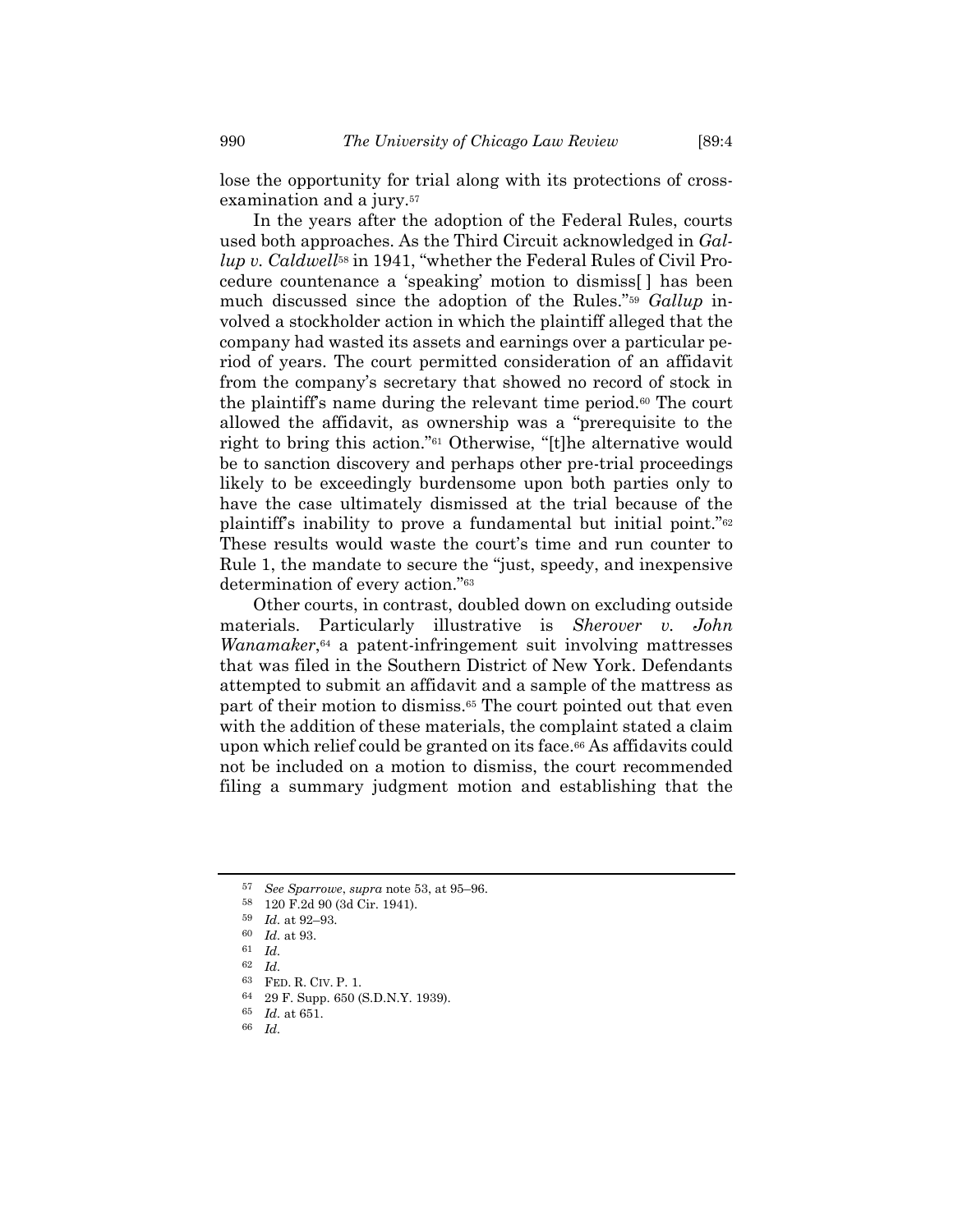lose the opportunity for trial along with its protections of cross-examination and a jury.[57]

In the years after the adoption of the Federal Rules, courts used both approaches. As the Third Circuit acknowledged in *Gallup v. Caldwell*[58] in 1941, "whether the Federal Rules of Civil Procedure countenance a 'speaking' motion to dismiss[ ] has been much discussed since the adoption of the Rules."[59] *Gallup* involved a stockholder action in which the plaintiff alleged that the company had wasted its assets and earnings over a particular period of years. The court permitted consideration of an affidavit from the company's secretary that showed no record of stock in the plaintiff's name during the relevant time period.[60] The court allowed the affidavit, as ownership was a "prerequisite to the right to bring this action."[61] Otherwise, "[t]he alternative would be to sanction discovery and perhaps other pre-trial proceedings likely to be exceedingly burdensome upon both parties only to have the case ultimately dismissed at the trial because of the plaintiff's inability to prove a fundamental but initial point."[62] These results would waste the court's time and run counter to Rule 1, the mandate to secure the "just, speedy, and inexpensive determination of every action."[63]

Other courts, in contrast, doubled down on excluding outside materials. Particularly illustrative is *Sherover v. John Wanamaker*,[64] a patent-infringement suit involving mattresses that was filed in the Southern District of New York. Defendants attempted to submit an affidavit and a sample of the mattress as part of their motion to dismiss.[65] The court pointed out that even with the addition of these materials, the complaint stated a claim upon which relief could be granted on its face.[66] As affidavits could not be included on a motion to dismiss, the court recommended filing a summary judgment motion and establishing that the

---

[57] *See Sparrowe*, *supra* note 53, at 95–96.

[58] 120 F.2d 90 (3d Cir. 1941).

[59] *Id.* at 92–93.

[60] *Id.* at 93.

[61] *Id.*

[62] *Id.*

[63] FED. R. CIV. P. 1.

[64] 29 F. Supp. 650 (S.D.N.Y. 1939).

[65] *Id.* at 651.

[66] *Id.*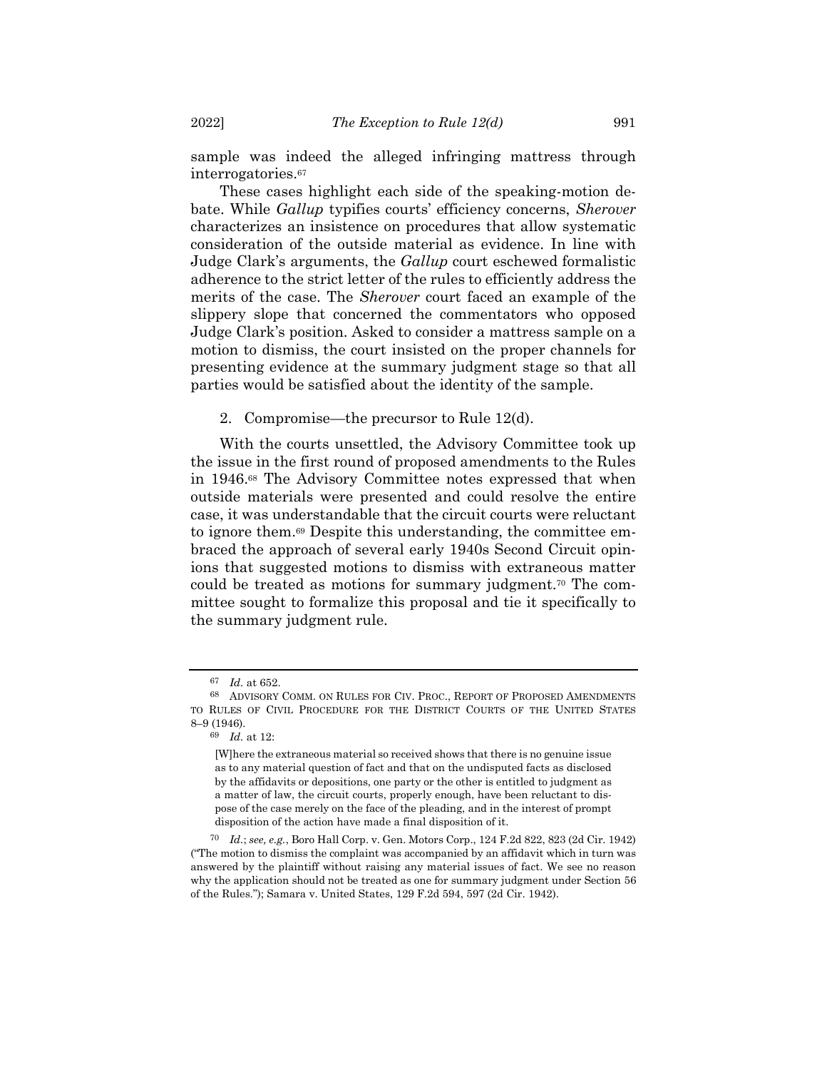sample was indeed the alleged infringing mattress through interrogatories.[67]

These cases highlight each side of the speaking-motion debate. While *Gallup* typifies courts' efficiency concerns, *Sherover* characterizes an insistence on procedures that allow systematic consideration of the outside material as evidence. In line with Judge Clark's arguments, the *Gallup* court eschewed formalistic adherence to the strict letter of the rules to efficiently address the merits of the case. The *Sherover* court faced an example of the slippery slope that concerned the commentators who opposed Judge Clark's position. Asked to consider a mattress sample on a motion to dismiss, the court insisted on the proper channels for presenting evidence at the summary judgment stage so that all parties would be satisfied about the identity of the sample.

2. Compromise—the precursor to Rule 12(d).

With the courts unsettled, the Advisory Committee took up the issue in the first round of proposed amendments to the Rules in 1946.[68] The Advisory Committee notes expressed that when outside materials were presented and could resolve the entire case, it was understandable that the circuit courts were reluctant to ignore them.[69] Despite this understanding, the committee embraced the approach of several early 1940s Second Circuit opinions that suggested motions to dismiss with extraneous matter could be treated as motions for summary judgment.[70] The committee sought to formalize this proposal and tie it specifically to the summary judgment rule.

---

[67] *Id.* at 652.

[68] ADVISORY COMM. ON RULES FOR CIV. PROC., REPORT OF PROPOSED AMENDMENTS TO RULES OF CIVIL PROCEDURE FOR THE DISTRICT COURTS OF THE UNITED STATES 8–9 (1946).

[69] *Id.* at 12:

> [W]here the extraneous material so received shows that there is no genuine issue as to any material question of fact and that on the undisputed facts as disclosed by the affidavits or depositions, one party or the other is entitled to judgment as a matter of law, the circuit courts, properly enough, have been reluctant to dispose of the case merely on the face of the pleading, and in the interest of prompt disposition of the action have made a final disposition of it.

[70] *Id.*; *see, e.g.*, Boro Hall Corp. v. Gen. Motors Corp., 124 F.2d 822, 823 (2d Cir. 1942) ("The motion to dismiss the complaint was accompanied by an affidavit which in turn was answered by the plaintiff without raising any material issues of fact. We see no reason why the application should not be treated as one for summary judgment under Section 56 of the Rules."); Samara v. United States, 129 F.2d 594, 597 (2d Cir. 1942).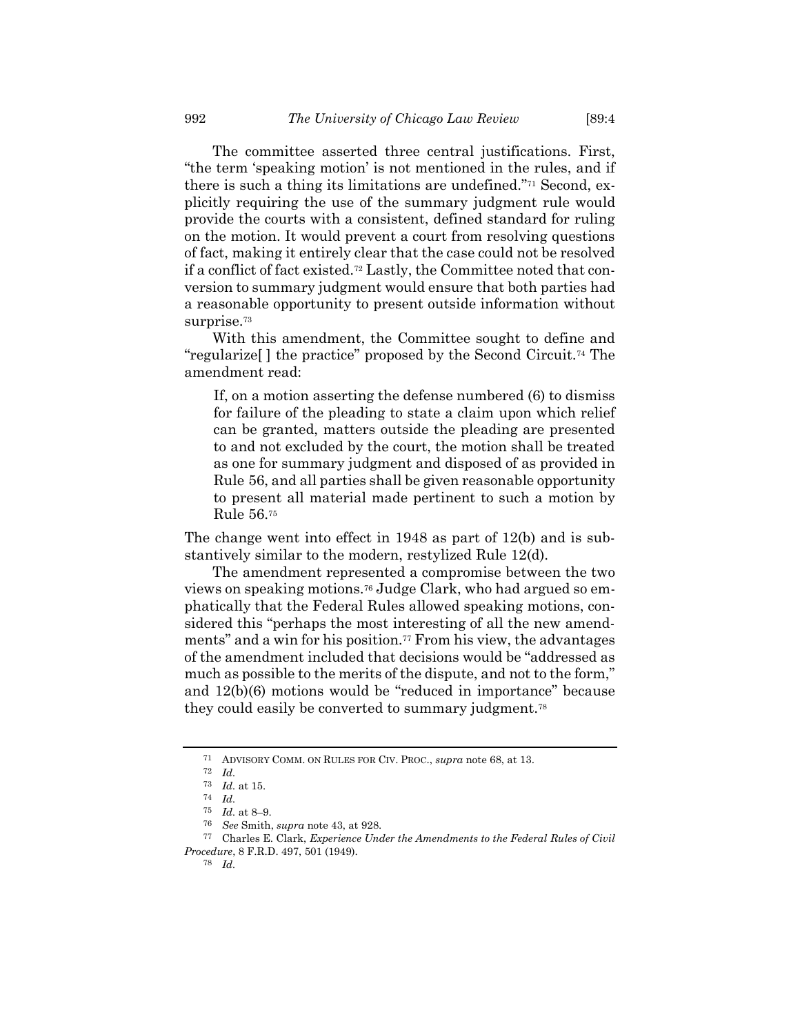The committee asserted three central justifications. First, "the term 'speaking motion' is not mentioned in the rules, and if there is such a thing its limitations are undefined."[71] Second, explicitly requiring the use of the summary judgment rule would provide the courts with a consistent, defined standard for ruling on the motion. It would prevent a court from resolving questions of fact, making it entirely clear that the case could not be resolved if a conflict of fact existed.[72] Lastly, the Committee noted that conversion to summary judgment would ensure that both parties had a reasonable opportunity to present outside information without surprise.[73]

With this amendment, the Committee sought to define and "regularize[ ] the practice" proposed by the Second Circuit.[74] The amendment read:

> If, on a motion asserting the defense numbered (6) to dismiss for failure of the pleading to state a claim upon which relief can be granted, matters outside the pleading are presented to and not excluded by the court, the motion shall be treated as one for summary judgment and disposed of as provided in Rule 56, and all parties shall be given reasonable opportunity to present all material made pertinent to such a motion by Rule 56.[75]

The change went into effect in 1948 as part of 12(b) and is substantively similar to the modern, restylized Rule 12(d).

The amendment represented a compromise between the two views on speaking motions.[76] Judge Clark, who had argued so emphatically that the Federal Rules allowed speaking motions, considered this "perhaps the most interesting of all the new amendments" and a win for his position.[77] From his view, the advantages of the amendment included that decisions would be "addressed as much as possible to the merits of the dispute, and not to the form," and 12(b)(6) motions would be "reduced in importance" because they could easily be converted to summary judgment.[78]

---

[71] ADVISORY COMM. ON RULES FOR CIV. PROC., *supra* note 68, at 13.

[72] *Id.*

[73] *Id.* at 15.

[74] *Id.*

[75] *Id.* at 8–9.

[76] *See* Smith, *supra* note 43, at 928.

[77] Charles E. Clark, *Experience Under the Amendments to the Federal Rules of Civil Procedure*, 8 F.R.D. 497, 501 (1949).

[78] *Id.*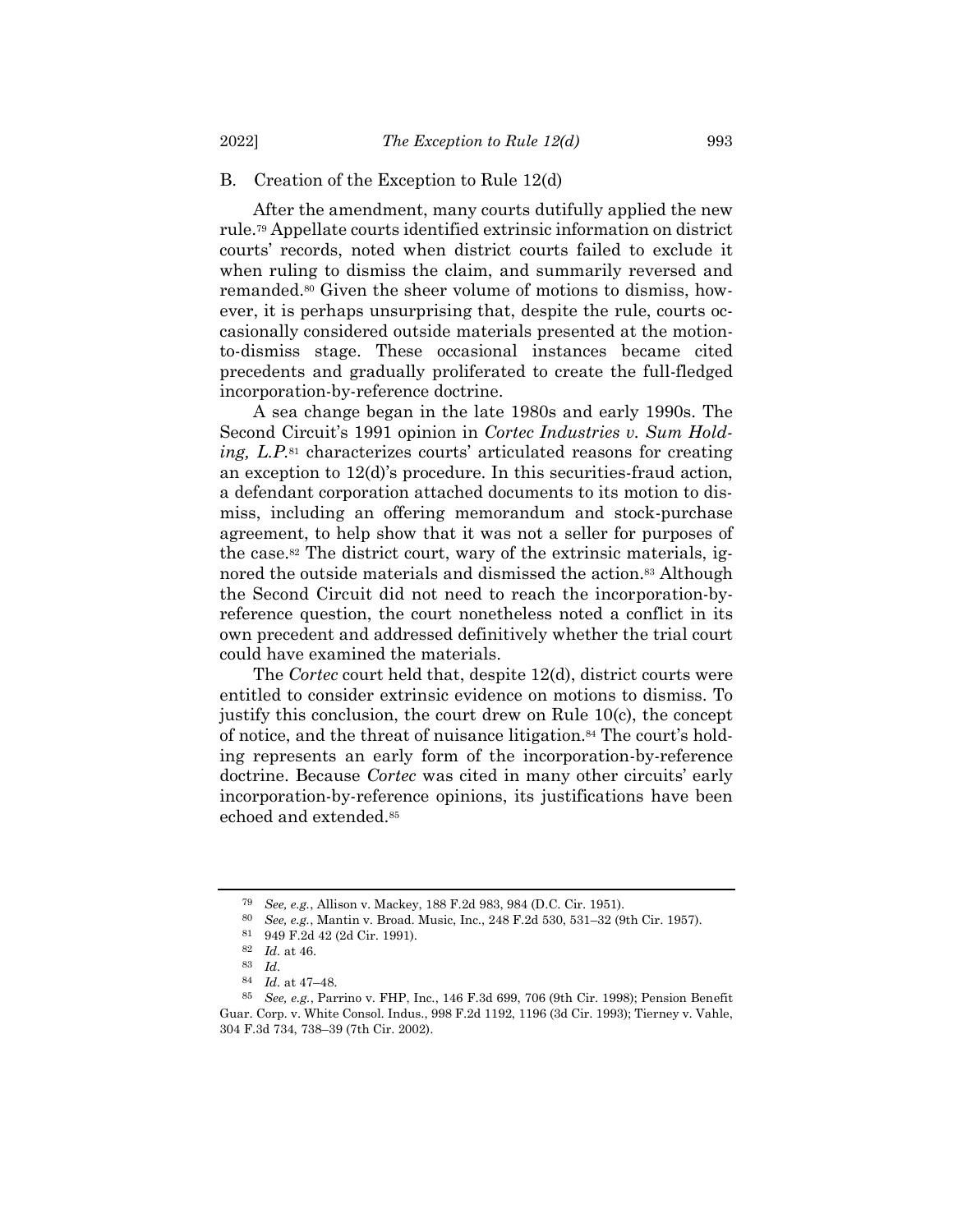### B. Creation of the Exception to Rule 12(d)

After the amendment, many courts dutifully applied the new rule.[79] Appellate courts identified extrinsic information on district courts' records, noted when district courts failed to exclude it when ruling to dismiss the claim, and summarily reversed and remanded.[80] Given the sheer volume of motions to dismiss, however, it is perhaps unsurprising that, despite the rule, courts occasionally considered outside materials presented at the motion-to-dismiss stage. These occasional instances became cited precedents and gradually proliferated to create the full-fledged incorporation-by-reference doctrine.

A sea change began in the late 1980s and early 1990s. The Second Circuit's 1991 opinion in *Cortec Industries v. Sum Holding, L.P.*[81] characterizes courts' articulated reasons for creating an exception to 12(d)'s procedure. In this securities-fraud action, a defendant corporation attached documents to its motion to dismiss, including an offering memorandum and stock-purchase agreement, to help show that it was not a seller for purposes of the case.[82] The district court, wary of the extrinsic materials, ignored the outside materials and dismissed the action.[83] Although the Second Circuit did not need to reach the incorporation-by-reference question, the court nonetheless noted a conflict in its own precedent and addressed definitively whether the trial court could have examined the materials.

The *Cortec* court held that, despite 12(d), district courts were entitled to consider extrinsic evidence on motions to dismiss. To justify this conclusion, the court drew on Rule 10(c), the concept of notice, and the threat of nuisance litigation.[84] The court's holding represents an early form of the incorporation-by-reference doctrine. Because *Cortec* was cited in many other circuits' early incorporation-by-reference opinions, its justifications have been echoed and extended.[85]

---

[79] *See, e.g.*, Allison v. Mackey, 188 F.2d 983, 984 (D.C. Cir. 1951).

[80] *See, e.g.*, Mantin v. Broad. Music, Inc., 248 F.2d 530, 531–32 (9th Cir. 1957).

[81] 949 F.2d 42 (2d Cir. 1991).

[82] *Id.* at 46.

[83] *Id.*

[84] *Id.* at 47–48.

[85] *See, e.g.*, Parrino v. FHP, Inc., 146 F.3d 699, 706 (9th Cir. 1998); Pension Benefit Guar. Corp. v. White Consol. Indus., 998 F.2d 1192, 1196 (3d Cir. 1993); Tierney v. Vahle, 304 F.3d 734, 738–39 (7th Cir. 2002).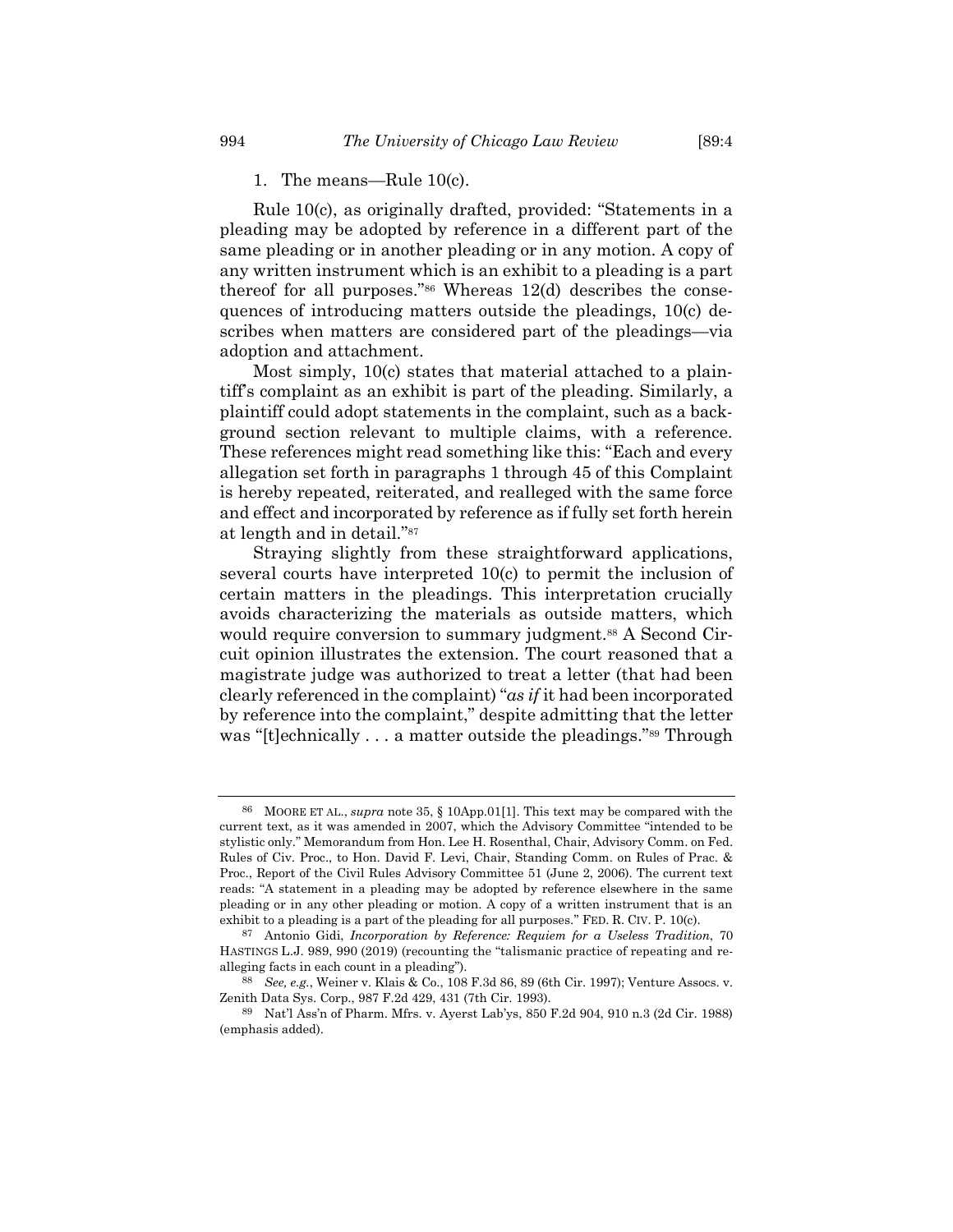### 1. The means—Rule 10(c).

Rule 10(c), as originally drafted, provided: "Statements in a pleading may be adopted by reference in a different part of the same pleading or in another pleading or in any motion. A copy of any written instrument which is an exhibit to a pleading is a part thereof for all purposes."[86] Whereas 12(d) describes the consequences of introducing matters outside the pleadings, 10(c) describes when matters are considered part of the pleadings—via adoption and attachment.

Most simply, 10(c) states that material attached to a plaintiff's complaint as an exhibit is part of the pleading. Similarly, a plaintiff could adopt statements in the complaint, such as a background section relevant to multiple claims, with a reference. These references might read something like this: "Each and every allegation set forth in paragraphs 1 through 45 of this Complaint is hereby repeated, reiterated, and realleged with the same force and effect and incorporated by reference as if fully set forth herein at length and in detail."[87]

Straying slightly from these straightforward applications, several courts have interpreted 10(c) to permit the inclusion of certain matters in the pleadings. This interpretation crucially avoids characterizing the materials as outside matters, which would require conversion to summary judgment.[88] A Second Circuit opinion illustrates the extension. The court reasoned that a magistrate judge was authorized to treat a letter (that had been clearly referenced in the complaint) "*as if* it had been incorporated by reference into the complaint," despite admitting that the letter was "[t]echnically . . . a matter outside the pleadings."[89] Through

---

[86] MOORE ET AL., *supra* note 35, § 10App.01[1]. This text may be compared with the current text, as it was amended in 2007, which the Advisory Committee "intended to be stylistic only." Memorandum from Hon. Lee H. Rosenthal, Chair, Advisory Comm. on Fed. Rules of Civ. Proc., to Hon. David F. Levi, Chair, Standing Comm. on Rules of Prac. & Proc., Report of the Civil Rules Advisory Committee 51 (June 2, 2006). The current text reads: "A statement in a pleading may be adopted by reference elsewhere in the same pleading or in any other pleading or motion. A copy of a written instrument that is an exhibit to a pleading is a part of the pleading for all purposes." FED. R. CIV. P. 10(c).

[87] Antonio Gidi, *Incorporation by Reference: Requiem for a Useless Tradition*, 70 HASTINGS L.J. 989, 990 (2019) (recounting the "talismanic practice of repeating and realleging facts in each count in a pleading").

[88] *See, e.g.*, Weiner v. Klais & Co., 108 F.3d 86, 89 (6th Cir. 1997); Venture Assocs. v. Zenith Data Sys. Corp., 987 F.2d 429, 431 (7th Cir. 1993).

[89] Nat'l Ass'n of Pharm. Mfrs. v. Ayerst Lab'ys, 850 F.2d 904, 910 n.3 (2d Cir. 1988) (emphasis added).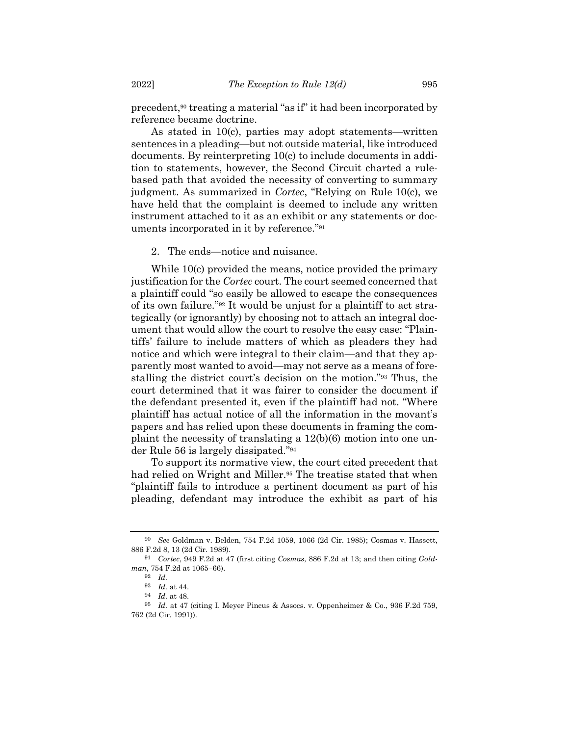precedent,[90] treating a material "as if" it had been incorporated by reference became doctrine.

As stated in 10(c), parties may adopt statements—written sentences in a pleading—but not outside material, like introduced documents. By reinterpreting 10(c) to include documents in addition to statements, however, the Second Circuit charted a rule-based path that avoided the necessity of converting to summary judgment. As summarized in *Cortec*, "Relying on Rule 10(c), we have held that the complaint is deemed to include any written instrument attached to it as an exhibit or any statements or documents incorporated in it by reference."[91]

2. The ends—notice and nuisance.

While 10(c) provided the means, notice provided the primary justification for the *Cortec* court. The court seemed concerned that a plaintiff could "so easily be allowed to escape the consequences of its own failure."[92] It would be unjust for a plaintiff to act strategically (or ignorantly) by choosing not to attach an integral document that would allow the court to resolve the easy case: "Plaintiffs' failure to include matters of which as pleaders they had notice and which were integral to their claim—and that they apparently most wanted to avoid—may not serve as a means of forestalling the district court's decision on the motion."[93] Thus, the court determined that it was fairer to consider the document if the defendant presented it, even if the plaintiff had not. "Where plaintiff has actual notice of all the information in the movant's papers and has relied upon these documents in framing the complaint the necessity of translating a 12(b)(6) motion into one under Rule 56 is largely dissipated."[94]

To support its normative view, the court cited precedent that had relied on Wright and Miller.[95] The treatise stated that when "plaintiff fails to introduce a pertinent document as part of his pleading, defendant may introduce the exhibit as part of his

---

[90] *See* Goldman v. Belden, 754 F.2d 1059, 1066 (2d Cir. 1985); Cosmas v. Hassett, 886 F.2d 8, 13 (2d Cir. 1989).

[91] *Cortec*, 949 F.2d at 47 (first citing *Cosmas*, 886 F.2d at 13; and then citing *Goldman*, 754 F.2d at 1065–66).

[92] *Id.*

[93] *Id.* at 44.

[94] *Id.* at 48.

[95] *Id.* at 47 (citing I. Meyer Pincus & Assocs. v. Oppenheimer & Co., 936 F.2d 759, 762 (2d Cir. 1991)).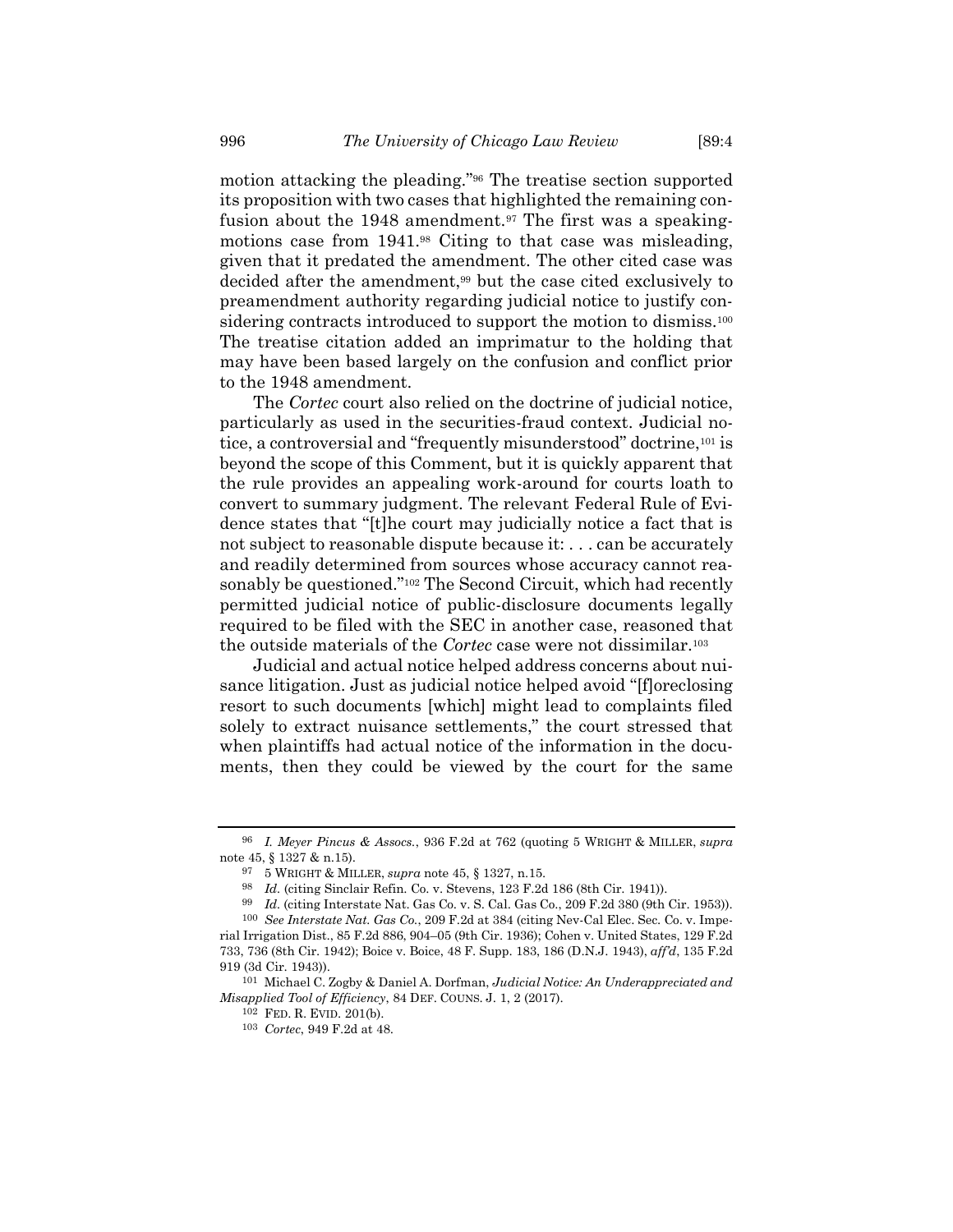motion attacking the pleading."[96] The treatise section supported its proposition with two cases that highlighted the remaining confusion about the 1948 amendment.[97] The first was a speaking-motions case from 1941.[98] Citing to that case was misleading, given that it predated the amendment. The other cited case was decided after the amendment,[99] but the case cited exclusively to preamendment authority regarding judicial notice to justify considering contracts introduced to support the motion to dismiss.[100] The treatise citation added an imprimatur to the holding that may have been based largely on the confusion and conflict prior to the 1948 amendment.

The *Cortec* court also relied on the doctrine of judicial notice, particularly as used in the securities-fraud context. Judicial notice, a controversial and "frequently misunderstood" doctrine,[101] is beyond the scope of this Comment, but it is quickly apparent that the rule provides an appealing work-around for courts loath to convert to summary judgment. The relevant Federal Rule of Evidence states that "[t]he court may judicially notice a fact that is not subject to reasonable dispute because it: . . . can be accurately and readily determined from sources whose accuracy cannot reasonably be questioned."[102] The Second Circuit, which had recently permitted judicial notice of public-disclosure documents legally required to be filed with the SEC in another case, reasoned that the outside materials of the *Cortec* case were not dissimilar.[103]

Judicial and actual notice helped address concerns about nuisance litigation. Just as judicial notice helped avoid "[f]oreclosing resort to such documents [which] might lead to complaints filed solely to extract nuisance settlements," the court stressed that when plaintiffs had actual notice of the information in the documents, then they could be viewed by the court for the same

---

[96] *I. Meyer Pincus & Assocs.*, 936 F.2d at 762 (quoting 5 WRIGHT & MILLER, *supra* note 45, § 1327 & n.15).

[97] 5 WRIGHT & MILLER, *supra* note 45, § 1327, n.15.

[98] *Id.* (citing Sinclair Refin. Co. v. Stevens, 123 F.2d 186 (8th Cir. 1941)).

[99] *Id.* (citing Interstate Nat. Gas Co. v. S. Cal. Gas Co., 209 F.2d 380 (9th Cir. 1953)).

[100] *See Interstate Nat. Gas Co.*, 209 F.2d at 384 (citing Nev-Cal Elec. Sec. Co. v. Imperial Irrigation Dist., 85 F.2d 886, 904–05 (9th Cir. 1936); Cohen v. United States, 129 F.2d 733, 736 (8th Cir. 1942); Boice v. Boice, 48 F. Supp. 183, 186 (D.N.J. 1943), *aff'd*, 135 F.2d 919 (3d Cir. 1943)).

[101] Michael C. Zogby & Daniel A. Dorfman, *Judicial Notice: An Underappreciated and Misapplied Tool of Efficiency*, 84 DEF. COUNS. J. 1, 2 (2017).

[102] FED. R. EVID. 201(b).

[103] *Cortec*, 949 F.2d at 48.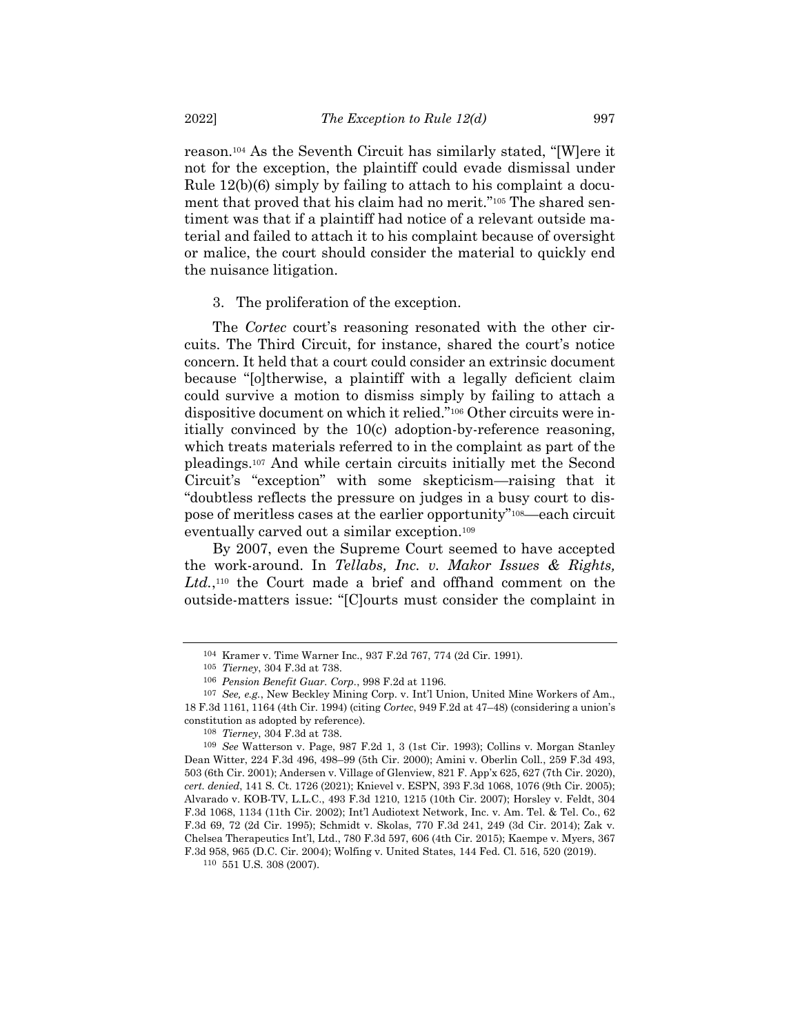reason.[104] As the Seventh Circuit has similarly stated, "[W]ere it not for the exception, the plaintiff could evade dismissal under Rule 12(b)(6) simply by failing to attach to his complaint a document that proved that his claim had no merit."[105] The shared sentiment was that if a plaintiff had notice of a relevant outside material and failed to attach it to his complaint because of oversight or malice, the court should consider the material to quickly end the nuisance litigation.

3. The proliferation of the exception.

The *Cortec* court's reasoning resonated with the other circuits. The Third Circuit, for instance, shared the court's notice concern. It held that a court could consider an extrinsic document because "[o]therwise, a plaintiff with a legally deficient claim could survive a motion to dismiss simply by failing to attach a dispositive document on which it relied."[106] Other circuits were initially convinced by the 10(c) adoption-by-reference reasoning, which treats materials referred to in the complaint as part of the pleadings.[107] And while certain circuits initially met the Second Circuit's "exception" with some skepticism—raising that it "doubtless reflects the pressure on judges in a busy court to dispose of meritless cases at the earlier opportunity"[108]—each circuit eventually carved out a similar exception.[109]

By 2007, even the Supreme Court seemed to have accepted the work-around. In *Tellabs, Inc. v. Makor Issues & Rights, Ltd.*,[110] the Court made a brief and offhand comment on the outside-matters issue: "[C]ourts must consider the complaint in

---

[104] Kramer v. Time Warner Inc., 937 F.2d 767, 774 (2d Cir. 1991).

[105] *Tierney*, 304 F.3d at 738.

[106] *Pension Benefit Guar. Corp.*, 998 F.2d at 1196.

[107] *See, e.g.*, New Beckley Mining Corp. v. Int'l Union, United Mine Workers of Am., 18 F.3d 1161, 1164 (4th Cir. 1994) (citing *Cortec*, 949 F.2d at 47–48) (considering a union's constitution as adopted by reference).

[108] *Tierney*, 304 F.3d at 738.

[109] *See* Watterson v. Page, 987 F.2d 1, 3 (1st Cir. 1993); Collins v. Morgan Stanley Dean Witter, 224 F.3d 496, 498–99 (5th Cir. 2000); Amini v. Oberlin Coll., 259 F.3d 493, 503 (6th Cir. 2001); Andersen v. Village of Glenview, 821 F. App'x 625, 627 (7th Cir. 2020), *cert. denied*, 141 S. Ct. 1726 (2021); Knievel v. ESPN, 393 F.3d 1068, 1076 (9th Cir. 2005); Alvarado v. KOB-TV, L.L.C., 493 F.3d 1210, 1215 (10th Cir. 2007); Horsley v. Feldt, 304 F.3d 1068, 1134 (11th Cir. 2002); Int'l Audiotext Network, Inc. v. Am. Tel. & Tel. Co., 62 F.3d 69, 72 (2d Cir. 1995); Schmidt v. Skolas, 770 F.3d 241, 249 (3d Cir. 2014); Zak v. Chelsea Therapeutics Int'l, Ltd., 780 F.3d 597, 606 (4th Cir. 2015); Kaempe v. Myers, 367 F.3d 958, 965 (D.C. Cir. 2004); Wolfing v. United States, 144 Fed. Cl. 516, 520 (2019).

[110] 551 U.S. 308 (2007).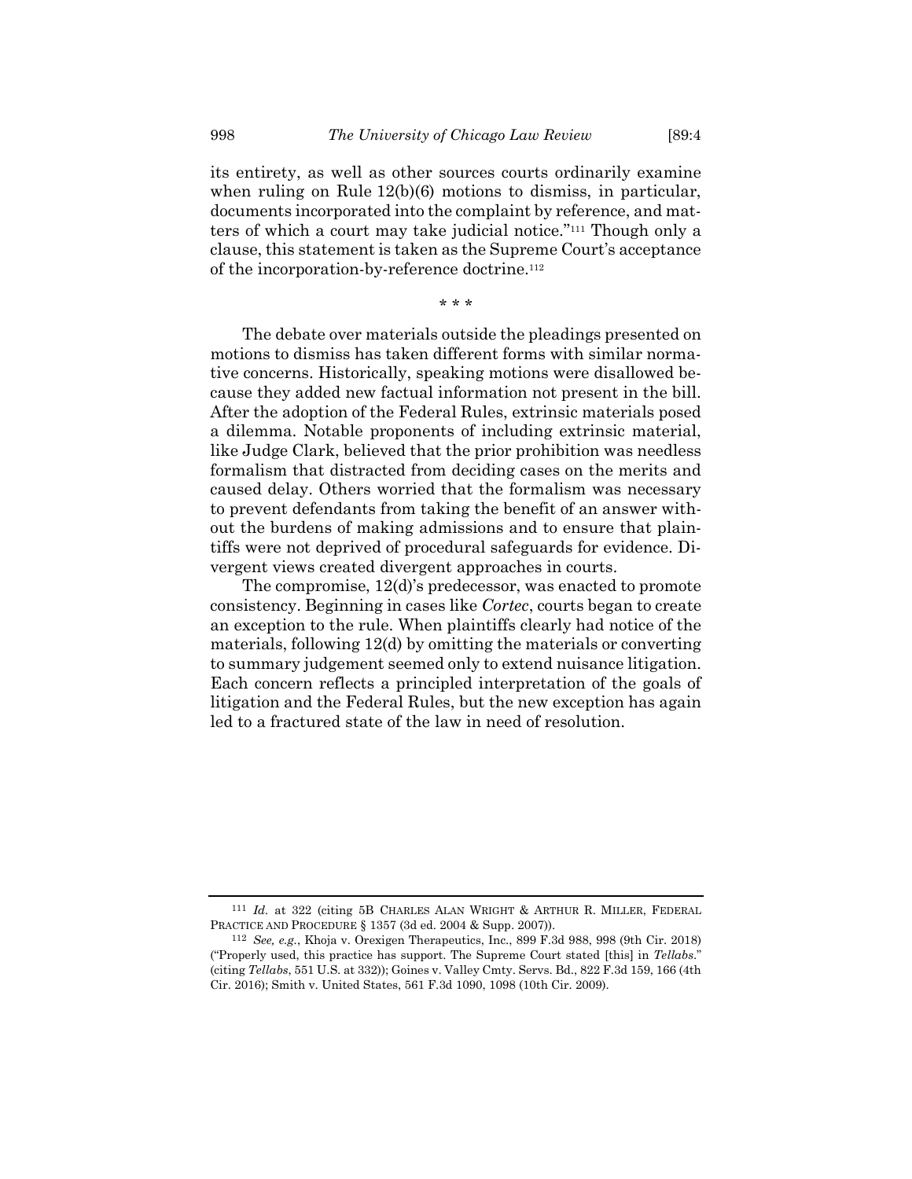its entirety, as well as other sources courts ordinarily examine when ruling on Rule 12(b)(6) motions to dismiss, in particular, documents incorporated into the complaint by reference, and matters of which a court may take judicial notice."[111] Though only a clause, this statement is taken as the Supreme Court's acceptance of the incorporation-by-reference doctrine.[112]

\* \* \*

The debate over materials outside the pleadings presented on motions to dismiss has taken different forms with similar normative concerns. Historically, speaking motions were disallowed because they added new factual information not present in the bill. After the adoption of the Federal Rules, extrinsic materials posed a dilemma. Notable proponents of including extrinsic material, like Judge Clark, believed that the prior prohibition was needless formalism that distracted from deciding cases on the merits and caused delay. Others worried that the formalism was necessary to prevent defendants from taking the benefit of an answer without the burdens of making admissions and to ensure that plaintiffs were not deprived of procedural safeguards for evidence. Divergent views created divergent approaches in courts.

The compromise, 12(d)'s predecessor, was enacted to promote consistency. Beginning in cases like *Cortec*, courts began to create an exception to the rule. When plaintiffs clearly had notice of the materials, following 12(d) by omitting the materials or converting to summary judgement seemed only to extend nuisance litigation. Each concern reflects a principled interpretation of the goals of litigation and the Federal Rules, but the new exception has again led to a fractured state of the law in need of resolution.

---

[111] *Id.* at 322 (citing 5B CHARLES ALAN WRIGHT & ARTHUR R. MILLER, FEDERAL PRACTICE AND PROCEDURE § 1357 (3d ed. 2004 & Supp. 2007)).

[112] *See, e.g.*, Khoja v. Orexigen Therapeutics, Inc., 899 F.3d 988, 998 (9th Cir. 2018) ("Properly used, this practice has support. The Supreme Court stated [this] in *Tellabs*." (citing *Tellabs*, 551 U.S. at 332)); Goines v. Valley Cmty. Servs. Bd., 822 F.3d 159, 166 (4th Cir. 2016); Smith v. United States, 561 F.3d 1090, 1098 (10th Cir. 2009).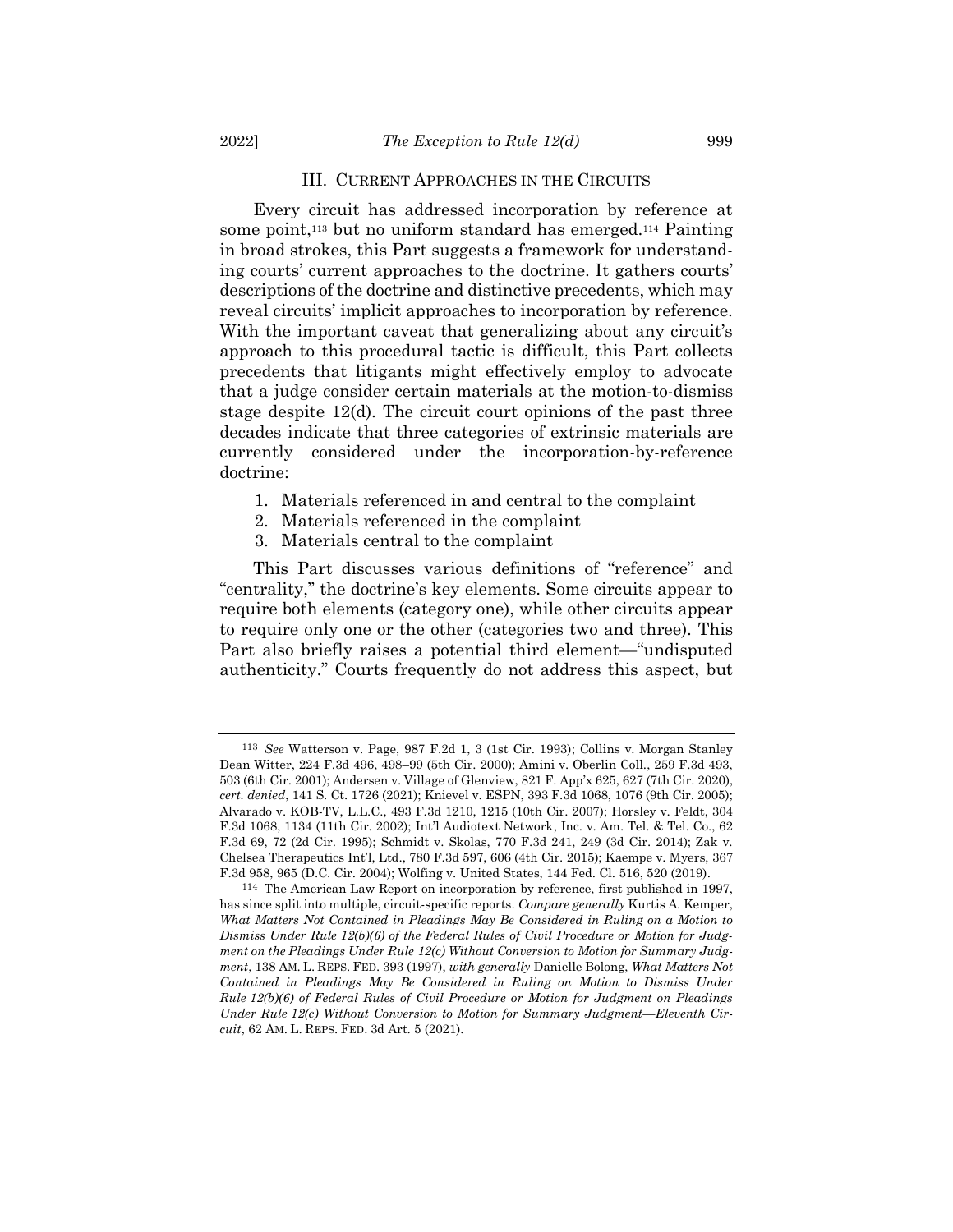## III. Current Approaches in the Circuits

Every circuit has addressed incorporation by reference at some point,[113] but no uniform standard has emerged.[114] Painting in broad strokes, this Part suggests a framework for understanding courts' current approaches to the doctrine. It gathers courts' descriptions of the doctrine and distinctive precedents, which may reveal circuits' implicit approaches to incorporation by reference. With the important caveat that generalizing about any circuit's approach to this procedural tactic is difficult, this Part collects precedents that litigants might effectively employ to advocate that a judge consider certain materials at the motion-to-dismiss stage despite 12(d). The circuit court opinions of the past three decades indicate that three categories of extrinsic materials are currently considered under the incorporation-by-reference doctrine:

1. Materials referenced in and central to the complaint
2. Materials referenced in the complaint
3. Materials central to the complaint

This Part discusses various definitions of "reference" and "centrality," the doctrine's key elements. Some circuits appear to require both elements (category one), while other circuits appear to require only one or the other (categories two and three). This Part also briefly raises a potential third element—"undisputed authenticity." Courts frequently do not address this aspect, but

---

[113] *See* Watterson v. Page, 987 F.2d 1, 3 (1st Cir. 1993); Collins v. Morgan Stanley Dean Witter, 224 F.3d 496, 498–99 (5th Cir. 2000); Amini v. Oberlin Coll., 259 F.3d 493, 503 (6th Cir. 2001); Andersen v. Village of Glenview, 821 F. App'x 625, 627 (7th Cir. 2020), *cert. denied*, 141 S. Ct. 1726 (2021); Knievel v. ESPN, 393 F.3d 1068, 1076 (9th Cir. 2005); Alvarado v. KOB-TV, L.L.C., 493 F.3d 1210, 1215 (10th Cir. 2007); Horsley v. Feldt, 304 F.3d 1068, 1134 (11th Cir. 2002); Int'l Audiotext Network, Inc. v. Am. Tel. & Tel. Co., 62 F.3d 69, 72 (2d Cir. 1995); Schmidt v. Skolas, 770 F.3d 241, 249 (3d Cir. 2014); Zak v. Chelsea Therapeutics Int'l, Ltd., 780 F.3d 597, 606 (4th Cir. 2015); Kaempe v. Myers, 367 F.3d 958, 965 (D.C. Cir. 2004); Wolfing v. United States, 144 Fed. Cl. 516, 520 (2019).

[114] The American Law Report on incorporation by reference, first published in 1997, has since split into multiple, circuit-specific reports. *Compare generally* Kurtis A. Kemper, *What Matters Not Contained in Pleadings May Be Considered in Ruling on a Motion to Dismiss Under Rule 12(b)(6) of the Federal Rules of Civil Procedure or Motion for Judgment on the Pleadings Under Rule 12(c) Without Conversion to Motion for Summary Judgment*, 138 AM. L. REPS. FED. 393 (1997), *with generally* Danielle Bolong, *What Matters Not Contained in Pleadings May Be Considered in Ruling on Motion to Dismiss Under Rule 12(b)(6) of Federal Rules of Civil Procedure or Motion for Judgment on Pleadings Under Rule 12(c) Without Conversion to Motion for Summary Judgment—Eleventh Circuit*, 62 AM. L. REPS. FED. 3d Art. 5 (2021).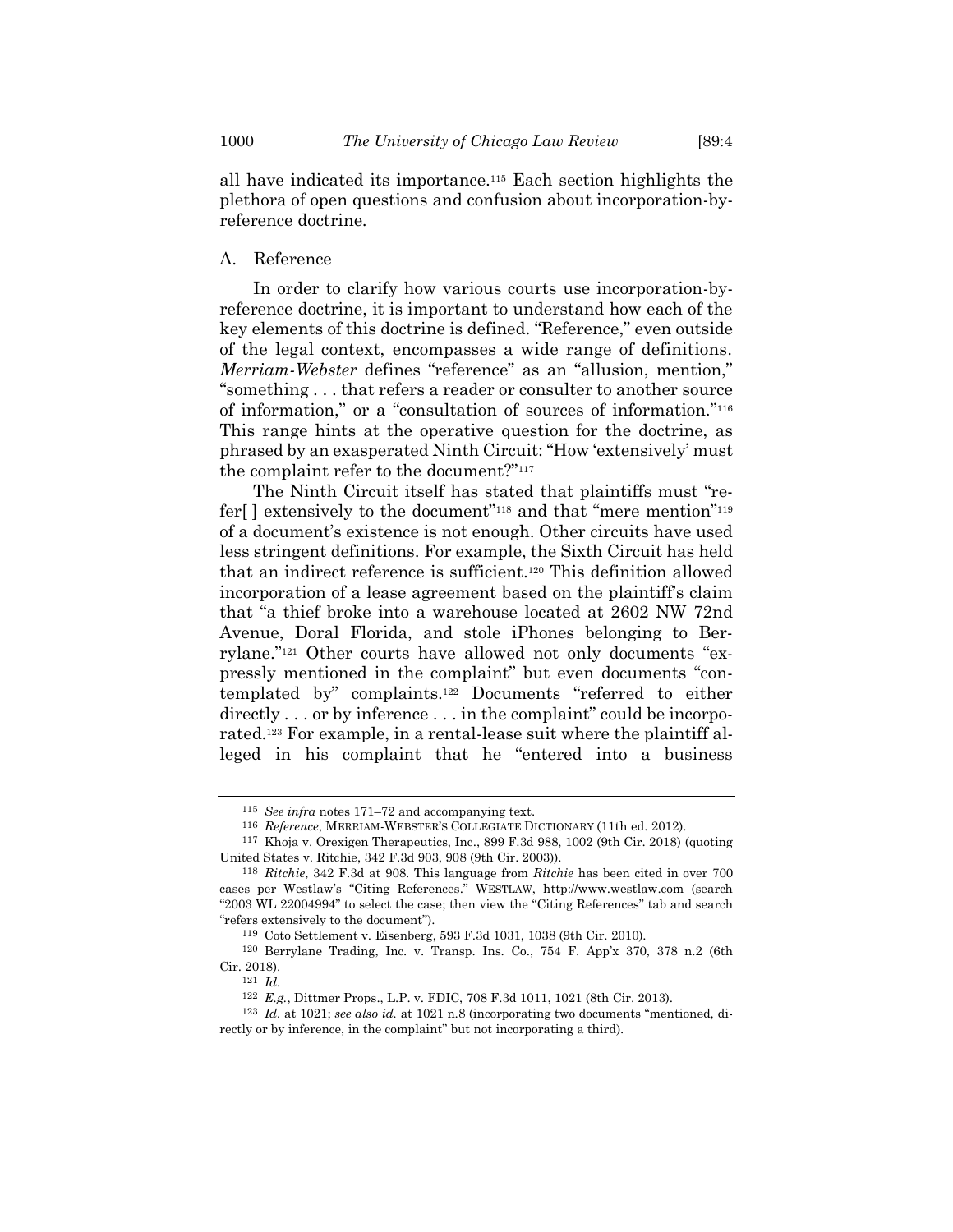all have indicated its importance.[115] Each section highlights the plethora of open questions and confusion about incorporation-by-reference doctrine.

## A. Reference

In order to clarify how various courts use incorporation-by-reference doctrine, it is important to understand how each of the key elements of this doctrine is defined. "Reference," even outside of the legal context, encompasses a wide range of definitions. *Merriam-Webster* defines "reference" as an "allusion, mention," "something . . . that refers a reader or consulter to another source of information," or a "consultation of sources of information."[116] This range hints at the operative question for the doctrine, as phrased by an exasperated Ninth Circuit: "How 'extensively' must the complaint refer to the document?"[117]

The Ninth Circuit itself has stated that plaintiffs must "refer[ ] extensively to the document"[118] and that "mere mention"[119] of a document's existence is not enough. Other circuits have used less stringent definitions. For example, the Sixth Circuit has held that an indirect reference is sufficient.[120] This definition allowed incorporation of a lease agreement based on the plaintiff's claim that "a thief broke into a warehouse located at 2602 NW 72nd Avenue, Doral Florida, and stole iPhones belonging to Berrylane."[121] Other courts have allowed not only documents "expressly mentioned in the complaint" but even documents "contemplated by" complaints.[122] Documents "referred to either directly . . . or by inference . . . in the complaint" could be incorporated.[123] For example, in a rental-lease suit where the plaintiff alleged in his complaint that he "entered into a business

---

[115] *See infra* notes 171–72 and accompanying text.

[116] *Reference*, MERRIAM-WEBSTER'S COLLEGIATE DICTIONARY (11th ed. 2012).

[117] Khoja v. Orexigen Therapeutics, Inc., 899 F.3d 988, 1002 (9th Cir. 2018) (quoting United States v. Ritchie, 342 F.3d 903, 908 (9th Cir. 2003)).

[118] *Ritchie*, 342 F.3d at 908. This language from *Ritchie* has been cited in over 700 cases per Westlaw's "Citing References." WESTLAW, http://www.westlaw.com (search "2003 WL 22004994" to select the case; then view the "Citing References" tab and search "refers extensively to the document").

[119] Coto Settlement v. Eisenberg, 593 F.3d 1031, 1038 (9th Cir. 2010).

[120] Berrylane Trading, Inc. v. Transp. Ins. Co., 754 F. App'x 370, 378 n.2 (6th Cir. 2018).

[121] *Id.*

[122] *E.g.*, Dittmer Props., L.P. v. FDIC, 708 F.3d 1011, 1021 (8th Cir. 2013).

[123] *Id.* at 1021; *see also id.* at 1021 n.8 (incorporating two documents "mentioned, directly or by inference, in the complaint" but not incorporating a third).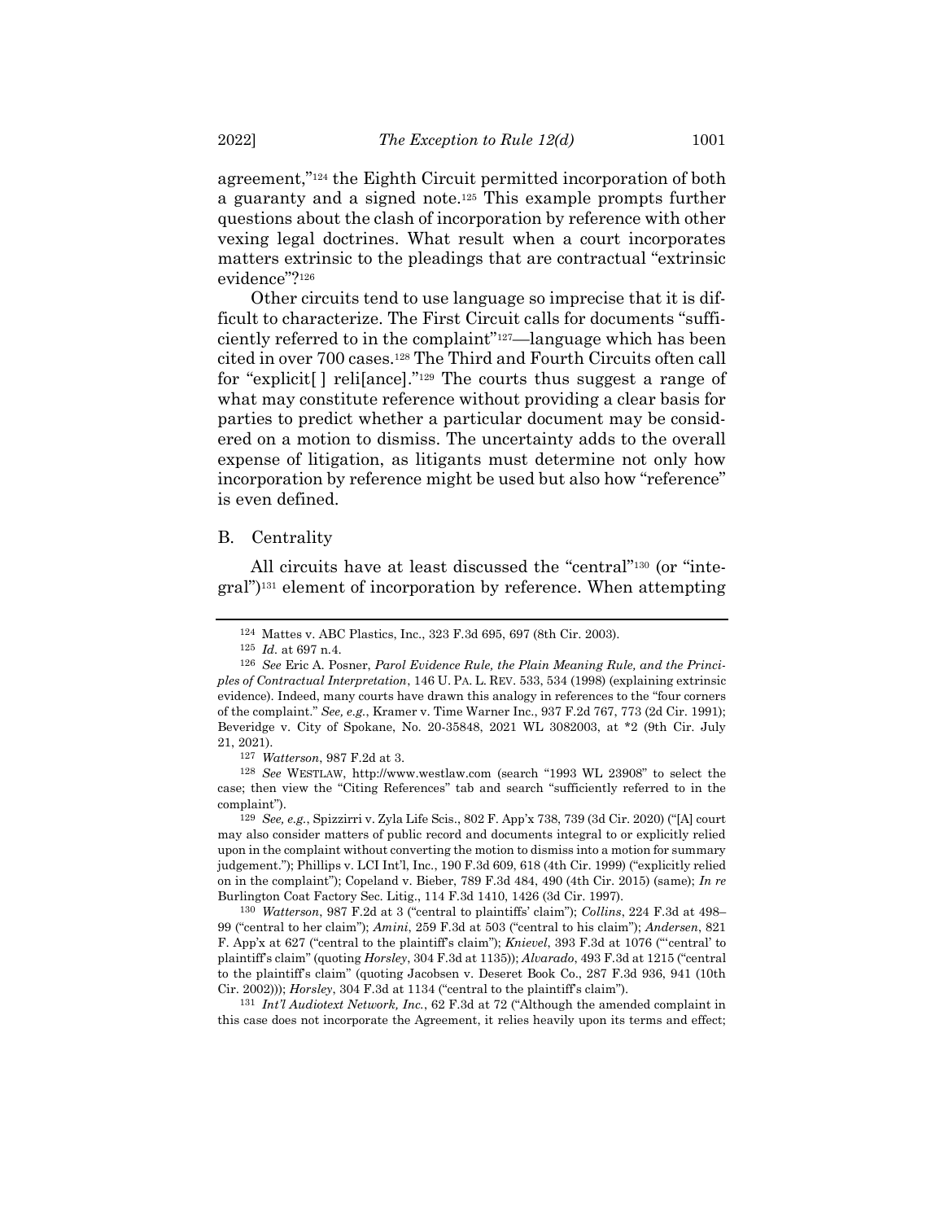agreement,"[124] the Eighth Circuit permitted incorporation of both a guaranty and a signed note.[125] This example prompts further questions about the clash of incorporation by reference with other vexing legal doctrines. What result when a court incorporates matters extrinsic to the pleadings that are contractual "extrinsic evidence"?[126]

Other circuits tend to use language so imprecise that it is difficult to characterize. The First Circuit calls for documents "sufficiently referred to in the complaint"[127]—language which has been cited in over 700 cases.[128] The Third and Fourth Circuits often call for "explicit[ ] reli[ance]."[129] The courts thus suggest a range of what may constitute reference without providing a clear basis for parties to predict whether a particular document may be considered on a motion to dismiss. The uncertainty adds to the overall expense of litigation, as litigants must determine not only how incorporation by reference might be used but also how "reference" is even defined.

## B. Centrality

All circuits have at least discussed the "central"[130] (or "integral")[131] element of incorporation by reference. When attempting

---

[124] Mattes v. ABC Plastics, Inc., 323 F.3d 695, 697 (8th Cir. 2003).

[125] *Id.* at 697 n.4.

[126] *See* Eric A. Posner, *Parol Evidence Rule, the Plain Meaning Rule, and the Principles of Contractual Interpretation*, 146 U. PA. L. REV. 533, 534 (1998) (explaining extrinsic evidence). Indeed, many courts have drawn this analogy in references to the "four corners of the complaint." *See, e.g.*, Kramer v. Time Warner Inc., 937 F.2d 767, 773 (2d Cir. 1991); Beveridge v. City of Spokane, No. 20-35848, 2021 WL 3082003, at *2 (9th Cir. July 21, 2021).

[127] *Watterson*, 987 F.2d at 3.

[128] *See* WESTLAW, http://www.westlaw.com (search "1993 WL 23908" to select the case; then view the "Citing References" tab and search "sufficiently referred to in the complaint").

[129] *See, e.g.*, Spizzirri v. Zyla Life Scis., 802 F. App'x 738, 739 (3d Cir. 2020) ("[A] court may also consider matters of public record and documents integral to or explicitly relied upon in the complaint without converting the motion to dismiss into a motion for summary judgement."); Phillips v. LCI Int'l, Inc., 190 F.3d 609, 618 (4th Cir. 1999) ("explicitly relied on in the complaint"); Copeland v. Bieber, 789 F.3d 484, 490 (4th Cir. 2015) (same); *In re* Burlington Coat Factory Sec. Litig., 114 F.3d 1410, 1426 (3d Cir. 1997).

[130] *Watterson*, 987 F.2d at 3 ("central to plaintiffs' claim"); *Collins*, 224 F.3d at 498–99 ("central to her claim"); *Amini*, 259 F.3d at 503 ("central to his claim"); *Andersen*, 821 F. App'x at 627 ("central to the plaintiff's claim"); *Knievel*, 393 F.3d at 1076 ("'central' to plaintiff's claim" (quoting *Horsley*, 304 F.3d at 1135)); *Alvarado*, 493 F.3d at 1215 ("central to the plaintiff's claim" (quoting Jacobsen v. Deseret Book Co., 287 F.3d 936, 941 (10th Cir. 2002))); *Horsley*, 304 F.3d at 1134 ("central to the plaintiff's claim").

[131] *Int'l Audiotext Network, Inc.*, 62 F.3d at 72 ("Although the amended complaint in this case does not incorporate the Agreement, it relies heavily upon its terms and effect;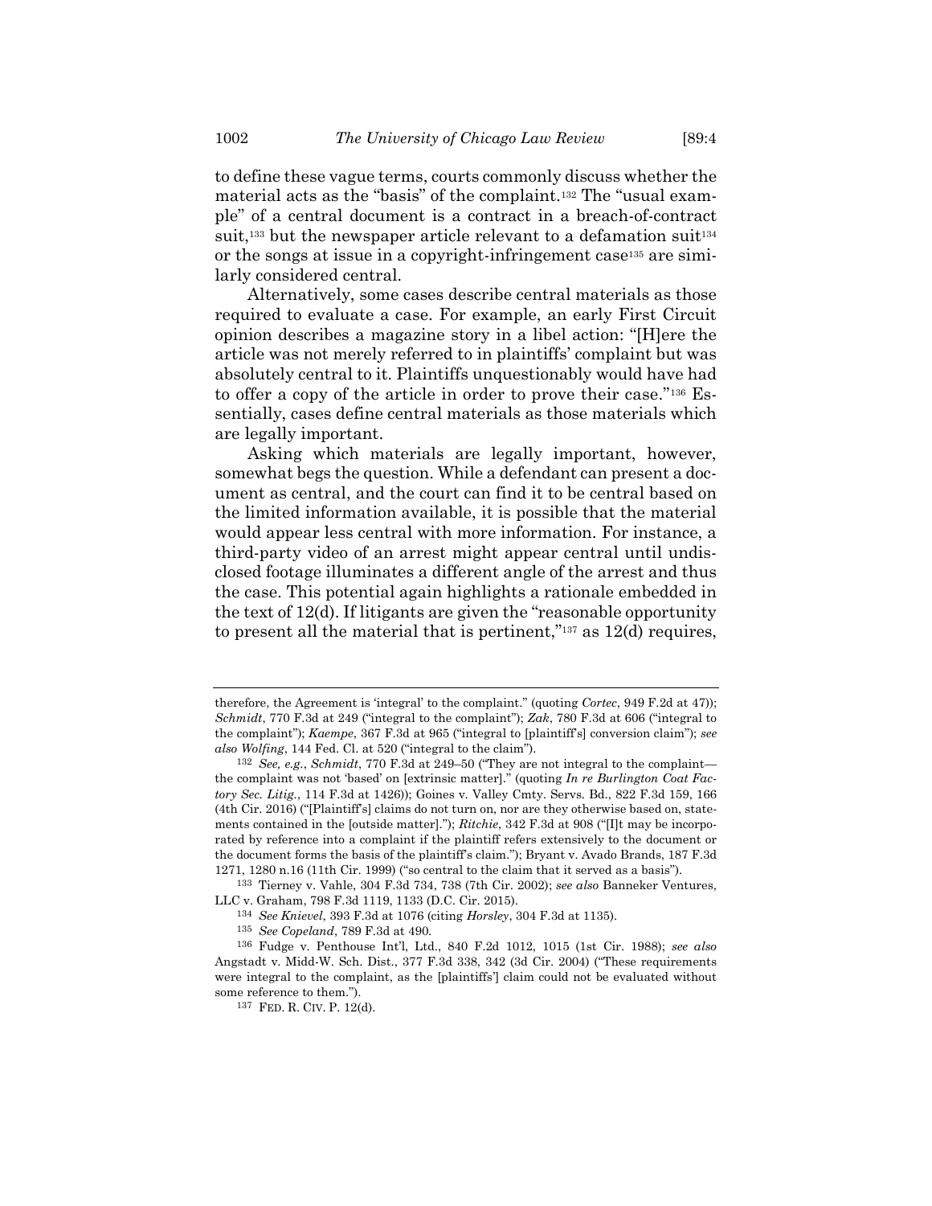to define these vague terms, courts commonly discuss whether the material acts as the "basis" of the complaint.[132] The "usual example" of a central document is a contract in a breach-of-contract suit,[133] but the newspaper article relevant to a defamation suit[134] or the songs at issue in a copyright-infringement case[135] are similarly considered central.

Alternatively, some cases describe central materials as those required to evaluate a case. For example, an early First Circuit opinion describes a magazine story in a libel action: "[H]ere the article was not merely referred to in plaintiffs' complaint but was absolutely central to it. Plaintiffs unquestionably would have had to offer a copy of the article in order to prove their case."[136] Essentially, cases define central materials as those materials which are legally important.

Asking which materials are legally important, however, somewhat begs the question. While a defendant can present a document as central, and the court can find it to be central based on the limited information available, it is possible that the material would appear less central with more information. For instance, a third-party video of an arrest might appear central until undisclosed footage illuminates a different angle of the arrest and thus the case. This potential again highlights a rationale embedded in the text of 12(d). If litigants are given the "reasonable opportunity to present all the material that is pertinent,"[137] as 12(d) requires,

---

therefore, the Agreement is 'integral' to the complaint." (quoting *Cortec*, 949 F.2d at 47)); *Schmidt*, 770 F.3d at 249 ("integral to the complaint"); *Zak*, 780 F.3d at 606 ("integral to the complaint"); *Kaempe*, 367 F.3d at 965 ("integral to [plaintiff's] conversion claim"); *see also Wolfing*, 144 Fed. Cl. at 520 ("integral to the claim").

[132] *See, e.g.*, *Schmidt*, 770 F.3d at 249–50 ("They are not integral to the complaint—the complaint was not 'based' on [extrinsic matter]." (quoting *In re Burlington Coat Factory Sec. Litig.*, 114 F.3d at 1426)); Goines v. Valley Cmty. Servs. Bd., 822 F.3d 159, 166 (4th Cir. 2016) ("[Plaintiff's] claims do not turn on, nor are they otherwise based on, statements contained in the [outside matter]."); *Ritchie*, 342 F.3d at 908 ("[I]t may be incorporated by reference into a complaint if the plaintiff refers extensively to the document or the document forms the basis of the plaintiff's claim."); Bryant v. Avado Brands, 187 F.3d 1271, 1280 n.16 (11th Cir. 1999) ("so central to the claim that it served as a basis").

[133] Tierney v. Vahle, 304 F.3d 734, 738 (7th Cir. 2002); *see also* Banneker Ventures, LLC v. Graham, 798 F.3d 1119, 1133 (D.C. Cir. 2015).

[134] *See Knievel*, 393 F.3d at 1076 (citing *Horsley*, 304 F.3d at 1135).

[135] *See Copeland*, 789 F.3d at 490.

[136] Fudge v. Penthouse Int'l, Ltd., 840 F.2d 1012, 1015 (1st Cir. 1988); *see also* Angstadt v. Midd-W. Sch. Dist., 377 F.3d 338, 342 (3d Cir. 2004) ("These requirements were integral to the complaint, as the [plaintiffs'] claim could not be evaluated without some reference to them.").

[137] FED. R. CIV. P. 12(d).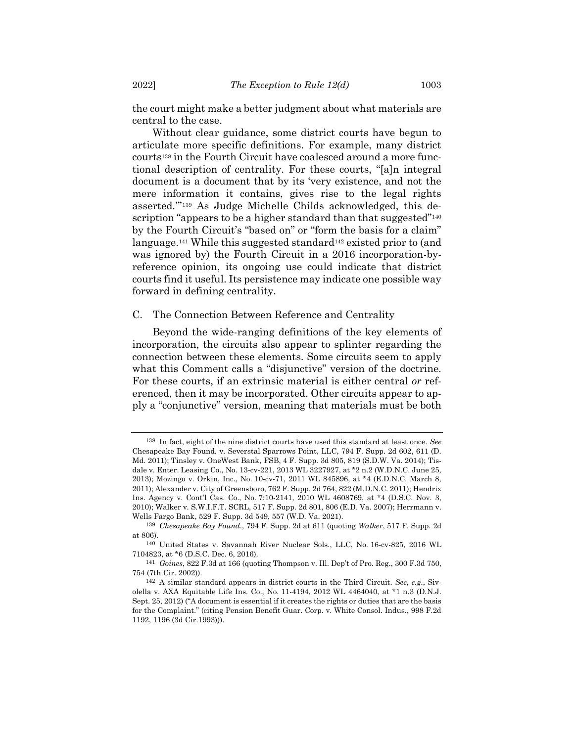the court might make a better judgment about what materials are central to the case.

Without clear guidance, some district courts have begun to articulate more specific definitions. For example, many district courts[138] in the Fourth Circuit have coalesced around a more functional description of centrality. For these courts, "[a]n integral document is a document that by its 'very existence, and not the mere information it contains, gives rise to the legal rights asserted.'"[139] As Judge Michelle Childs acknowledged, this description "appears to be a higher standard than that suggested"[140] by the Fourth Circuit's "based on" or "form the basis for a claim" language.[141] While this suggested standard[142] existed prior to (and was ignored by) the Fourth Circuit in a 2016 incorporation-by-reference opinion, its ongoing use could indicate that district courts find it useful. Its persistence may indicate one possible way forward in defining centrality.

## C. The Connection Between Reference and Centrality

Beyond the wide-ranging definitions of the key elements of incorporation, the circuits also appear to splinter regarding the connection between these elements. Some circuits seem to apply what this Comment calls a "disjunctive" version of the doctrine. For these courts, if an extrinsic material is either central *or* referenced, then it may be incorporated. Other circuits appear to apply a "conjunctive" version, meaning that materials must be both

---

[138] In fact, eight of the nine district courts have used this standard at least once. *See* Chesapeake Bay Found. v. Severstal Sparrows Point, LLC, 794 F. Supp. 2d 602, 611 (D. Md. 2011); Tinsley v. OneWest Bank, FSB, 4 F. Supp. 3d 805, 819 (S.D.W. Va. 2014); Tisdale v. Enter. Leasing Co., No. 13-cv-221, 2013 WL 3227927, at *2 n.2 (W.D.N.C. June 25, 2013); Mozingo v. Orkin, Inc., No. 10-cv-71, 2011 WL 845896, at *4 (E.D.N.C. March 8, 2011); Alexander v. City of Greensboro, 762 F. Supp. 2d 764, 822 (M.D.N.C. 2011); Hendrix Ins. Agency v. Cont'l Cas. Co., No. 7:10-2141, 2010 WL 4608769, at *4 (D.S.C. Nov. 3, 2010); Walker v. S.W.I.F.T. SCRL, 517 F. Supp. 2d 801, 806 (E.D. Va. 2007); Herrmann v. Wells Fargo Bank, 529 F. Supp. 3d 549, 557 (W.D. Va. 2021).

[139] *Chesapeake Bay Found.*, 794 F. Supp. 2d at 611 (quoting *Walker*, 517 F. Supp. 2d at 806).

[140] United States v. Savannah River Nuclear Sols., LLC, No. 16-cv-825, 2016 WL 7104823, at *6 (D.S.C. Dec. 6, 2016).

[141] *Goines*, 822 F.3d at 166 (quoting Thompson v. Ill. Dep't of Pro. Reg., 300 F.3d 750, 754 (7th Cir. 2002)).

[142] A similar standard appears in district courts in the Third Circuit. *See, e.g.*, Sivolella v. AXA Equitable Life Ins. Co., No. 11-4194, 2012 WL 4464040, at *1 n.3 (D.N.J. Sept. 25, 2012) ("A document is essential if it creates the rights or duties that are the basis for the Complaint." (citing Pension Benefit Guar. Corp. v. White Consol. Indus., 998 F.2d 1192, 1196 (3d Cir.1993))).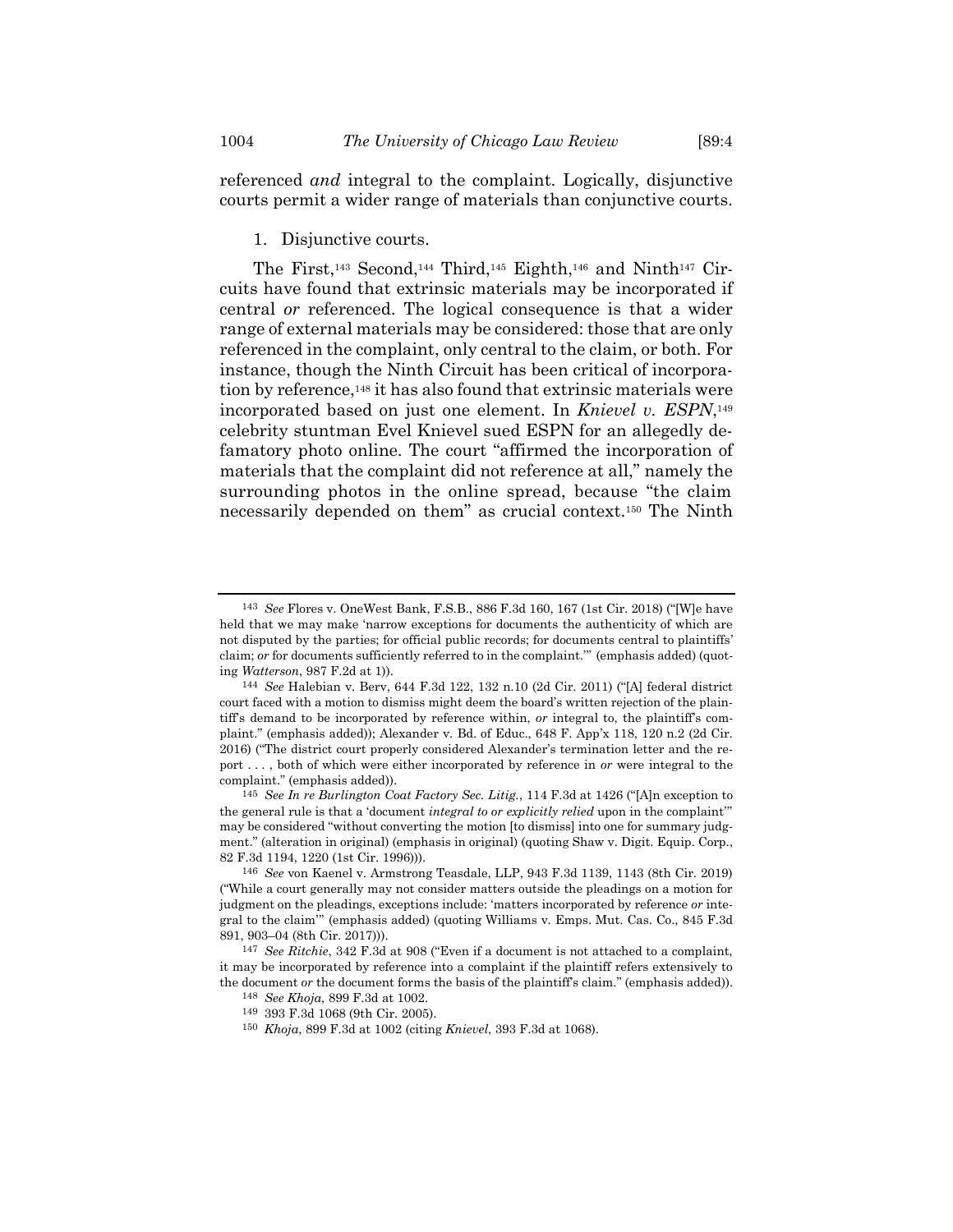referenced *and* integral to the complaint. Logically, disjunctive courts permit a wider range of materials than conjunctive courts.

### 1. Disjunctive courts.

The First,[143] Second,[144] Third,[145] Eighth,[146] and Ninth[147] Circuits have found that extrinsic materials may be incorporated if central *or* referenced. The logical consequence is that a wider range of external materials may be considered: those that are only referenced in the complaint, only central to the claim, or both. For instance, though the Ninth Circuit has been critical of incorporation by reference,[148] it has also found that extrinsic materials were incorporated based on just one element. In *Knievel v. ESPN*,[149] celebrity stuntman Evel Knievel sued ESPN for an allegedly defamatory photo online. The court "affirmed the incorporation of materials that the complaint did not reference at all," namely the surrounding photos in the online spread, because "the claim necessarily depended on them" as crucial context.[150] The Ninth

---

[143] *See* Flores v. OneWest Bank, F.S.B., 886 F.3d 160, 167 (1st Cir. 2018) ("[W]e have held that we may make 'narrow exceptions for documents the authenticity of which are not disputed by the parties; for official public records; for documents central to plaintiffs' claim; *or* for documents sufficiently referred to in the complaint.'" (emphasis added) (quoting *Watterson*, 987 F.2d at 1)).

[144] *See* Halebian v. Berv, 644 F.3d 122, 132 n.10 (2d Cir. 2011) ("[A] federal district court faced with a motion to dismiss might deem the board's written rejection of the plaintiff's demand to be incorporated by reference within, *or* integral to, the plaintiff's complaint." (emphasis added)); Alexander v. Bd. of Educ., 648 F. App'x 118, 120 n.2 (2d Cir. 2016) ("The district court properly considered Alexander's termination letter and the report . . . , both of which were either incorporated by reference in *or* were integral to the complaint." (emphasis added)).

[145] *See In re Burlington Coat Factory Sec. Litig.*, 114 F.3d at 1426 ("[A]n exception to the general rule is that a 'document *integral to or explicitly relied* upon in the complaint'" may be considered "without converting the motion [to dismiss] into one for summary judgment." (alteration in original) (emphasis in original) (quoting Shaw v. Digit. Equip. Corp., 82 F.3d 1194, 1220 (1st Cir. 1996))).

[146] *See* von Kaenel v. Armstrong Teasdale, LLP, 943 F.3d 1139, 1143 (8th Cir. 2019) ("While a court generally may not consider matters outside the pleadings on a motion for judgment on the pleadings, exceptions include: 'matters incorporated by reference *or* integral to the claim'" (emphasis added) (quoting Williams v. Emps. Mut. Cas. Co., 845 F.3d 891, 903–04 (8th Cir. 2017))).

[147] *See Ritchie*, 342 F.3d at 908 ("Even if a document is not attached to a complaint, it may be incorporated by reference into a complaint if the plaintiff refers extensively to the document *or* the document forms the basis of the plaintiff's claim." (emphasis added)).

[148] *See Khoja*, 899 F.3d at 1002.

[149] 393 F.3d 1068 (9th Cir. 2005).

[150] *Khoja*, 899 F.3d at 1002 (citing *Knievel*, 393 F.3d at 1068).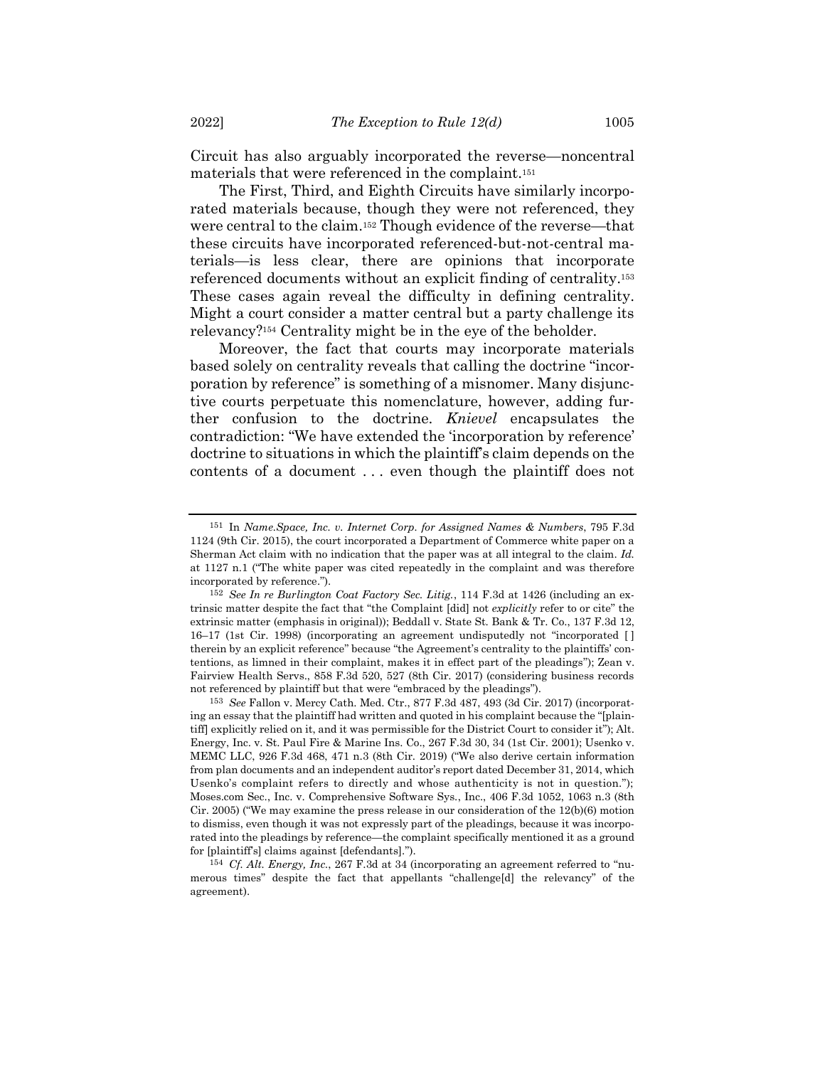Circuit has also arguably incorporated the reverse—noncentral materials that were referenced in the complaint.[151]

The First, Third, and Eighth Circuits have similarly incorporated materials because, though they were not referenced, they were central to the claim.[152] Though evidence of the reverse—that these circuits have incorporated referenced-but-not-central materials—is less clear, there are opinions that incorporate referenced documents without an explicit finding of centrality.[153] These cases again reveal the difficulty in defining centrality. Might a court consider a matter central but a party challenge its relevancy?[154] Centrality might be in the eye of the beholder.

Moreover, the fact that courts may incorporate materials based solely on centrality reveals that calling the doctrine "incorporation by reference" is something of a misnomer. Many disjunctive courts perpetuate this nomenclature, however, adding further confusion to the doctrine. *Knievel* encapsulates the contradiction: "We have extended the 'incorporation by reference' doctrine to situations in which the plaintiff's claim depends on the contents of a document . . . even though the plaintiff does not

---

[151] In *Name.Space, Inc. v. Internet Corp. for Assigned Names & Numbers*, 795 F.3d 1124 (9th Cir. 2015), the court incorporated a Department of Commerce white paper on a Sherman Act claim with no indication that the paper was at all integral to the claim. *Id.* at 1127 n.1 ("The white paper was cited repeatedly in the complaint and was therefore incorporated by reference.").

[152] *See In re Burlington Coat Factory Sec. Litig.*, 114 F.3d at 1426 (including an extrinsic matter despite the fact that "the Complaint [did] not *explicitly* refer to or cite" the extrinsic matter (emphasis in original)); Beddall v. State St. Bank & Tr. Co., 137 F.3d 12, 16–17 (1st Cir. 1998) (incorporating an agreement undisputedly not "incorporated [ ] therein by an explicit reference" because "the Agreement's centrality to the plaintiffs' contentions, as limned in their complaint, makes it in effect part of the pleadings"); Zean v. Fairview Health Servs., 858 F.3d 520, 527 (8th Cir. 2017) (considering business records not referenced by plaintiff but that were "embraced by the pleadings").

[153] *See* Fallon v. Mercy Cath. Med. Ctr., 877 F.3d 487, 493 (3d Cir. 2017) (incorporating an essay that the plaintiff had written and quoted in his complaint because the "[plaintiff] explicitly relied on it, and it was permissible for the District Court to consider it"); Alt. Energy, Inc. v. St. Paul Fire & Marine Ins. Co., 267 F.3d 30, 34 (1st Cir. 2001); Usenko v. MEMC LLC, 926 F.3d 468, 471 n.3 (8th Cir. 2019) ("We also derive certain information from plan documents and an independent auditor's report dated December 31, 2014, which Usenko's complaint refers to directly and whose authenticity is not in question."); Moses.com Sec., Inc. v. Comprehensive Software Sys., Inc., 406 F.3d 1052, 1063 n.3 (8th Cir. 2005) ("We may examine the press release in our consideration of the 12(b)(6) motion to dismiss, even though it was not expressly part of the pleadings, because it was incorporated into the pleadings by reference—the complaint specifically mentioned it as a ground for [plaintiff's] claims against [defendants].").

[154] *Cf. Alt. Energy, Inc.*, 267 F.3d at 34 (incorporating an agreement referred to "numerous times" despite the fact that appellants "challenge[d] the relevancy" of the agreement).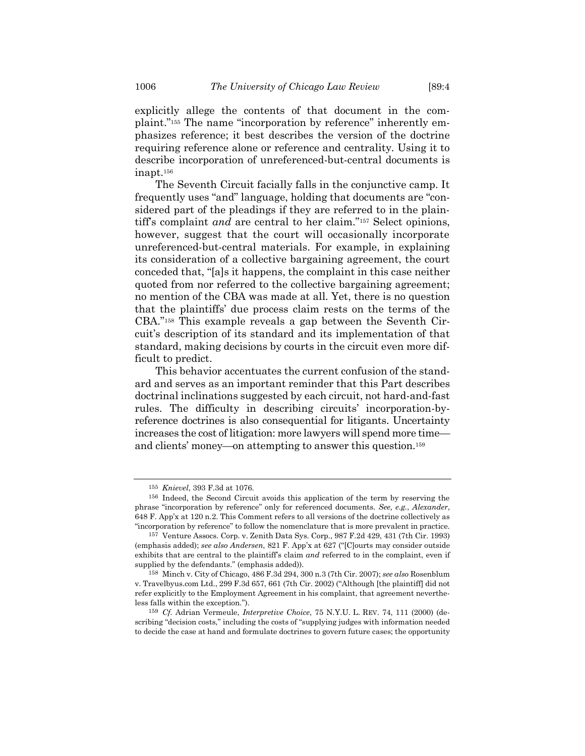explicitly allege the contents of that document in the complaint."[155] The name "incorporation by reference" inherently emphasizes reference; it best describes the version of the doctrine requiring reference alone or reference and centrality. Using it to describe incorporation of unreferenced-but-central documents is inapt.[156]

The Seventh Circuit facially falls in the conjunctive camp. It frequently uses "and" language, holding that documents are "considered part of the pleadings if they are referred to in the plaintiff's complaint *and* are central to her claim."[157] Select opinions, however, suggest that the court will occasionally incorporate unreferenced-but-central materials. For example, in explaining its consideration of a collective bargaining agreement, the court conceded that, "[a]s it happens, the complaint in this case neither quoted from nor referred to the collective bargaining agreement; no mention of the CBA was made at all. Yet, there is no question that the plaintiffs' due process claim rests on the terms of the CBA."[158] This example reveals a gap between the Seventh Circuit's description of its standard and its implementation of that standard, making decisions by courts in the circuit even more difficult to predict.

This behavior accentuates the current confusion of the standard and serves as an important reminder that this Part describes doctrinal inclinations suggested by each circuit, not hard-and-fast rules. The difficulty in describing circuits' incorporation-by-reference doctrines is also consequential for litigants. Uncertainty increases the cost of litigation: more lawyers will spend more time—and clients' money—on attempting to answer this question.[159]

---

[155] *Knievel*, 393 F.3d at 1076.

[156] Indeed, the Second Circuit avoids this application of the term by reserving the phrase "incorporation by reference" only for referenced documents. *See, e.g.*, *Alexander*, 648 F. App'x at 120 n.2. This Comment refers to all versions of the doctrine collectively as "incorporation by reference" to follow the nomenclature that is more prevalent in practice.

[157] Venture Assocs. Corp. v. Zenith Data Sys. Corp., 987 F.2d 429, 431 (7th Cir. 1993) (emphasis added); *see also Andersen*, 821 F. App'x at 627 ("[C]ourts may consider outside exhibits that are central to the plaintiff's claim *and* referred to in the complaint, even if supplied by the defendants." (emphasis added)).

[158] Minch v. City of Chicago, 486 F.3d 294, 300 n.3 (7th Cir. 2007); *see also* Rosenblum v. Travelbyus.com Ltd., 299 F.3d 657, 661 (7th Cir. 2002) ("Although [the plaintiff] did not refer explicitly to the Employment Agreement in his complaint, that agreement nevertheless falls within the exception.").

[159] *Cf.* Adrian Vermeule, *Interpretive Choice*, 75 N.Y.U. L. REV. 74, 111 (2000) (describing "decision costs," including the costs of "supplying judges with information needed to decide the case at hand and formulate doctrines to govern future cases; the opportunity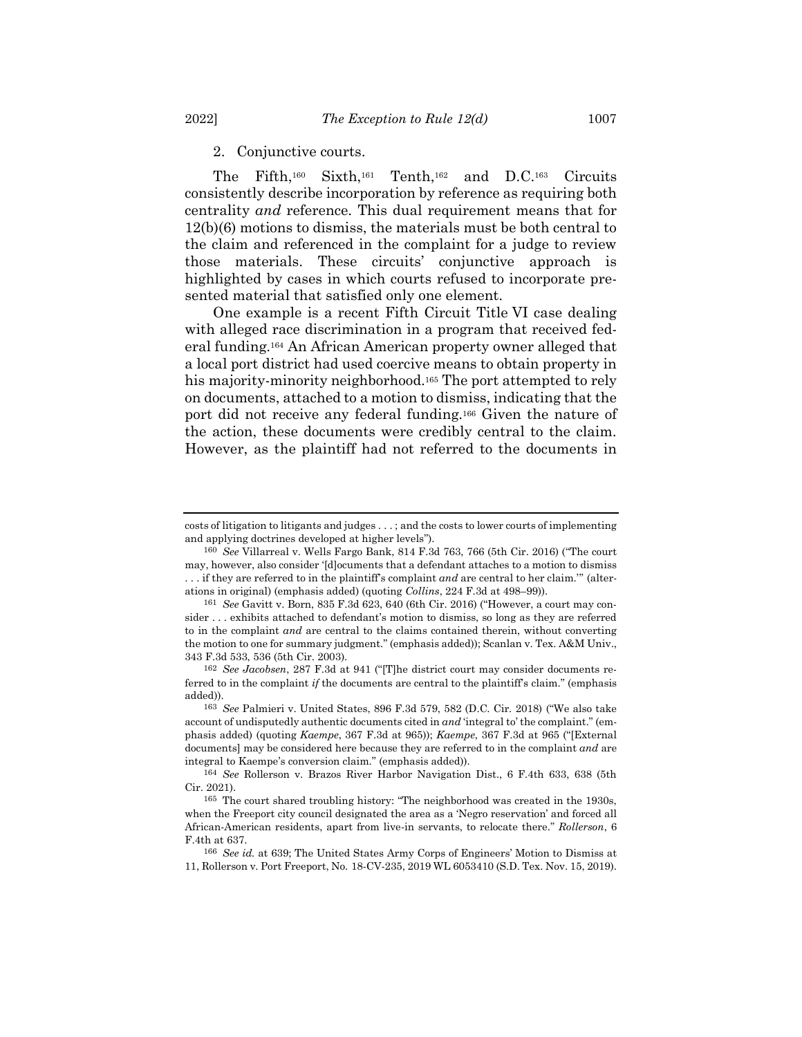2. Conjunctive courts.

The Fifth,[160] Sixth,[161] Tenth,[162] and D.C.[163] Circuits consistently describe incorporation by reference as requiring both centrality *and* reference. This dual requirement means that for 12(b)(6) motions to dismiss, the materials must be both central to the claim and referenced in the complaint for a judge to review those materials. These circuits' conjunctive approach is highlighted by cases in which courts refused to incorporate presented material that satisfied only one element.

One example is a recent Fifth Circuit Title VI case dealing with alleged race discrimination in a program that received federal funding.[164] An African American property owner alleged that a local port district had used coercive means to obtain property in his majority-minority neighborhood.[165] The port attempted to rely on documents, attached to a motion to dismiss, indicating that the port did not receive any federal funding.[166] Given the nature of the action, these documents were credibly central to the claim. However, as the plaintiff had not referred to the documents in

---

costs of litigation to litigants and judges . . . ; and the costs to lower courts of implementing and applying doctrines developed at higher levels").

[160] *See* Villarreal v. Wells Fargo Bank, 814 F.3d 763, 766 (5th Cir. 2016) ("The court may, however, also consider '[d]ocuments that a defendant attaches to a motion to dismiss . . . if they are referred to in the plaintiff's complaint *and* are central to her claim.'" (alterations in original) (emphasis added) (quoting *Collins*, 224 F.3d at 498–99)).

[161] *See* Gavitt v. Born, 835 F.3d 623, 640 (6th Cir. 2016) ("However, a court may consider . . . exhibits attached to defendant's motion to dismiss, so long as they are referred to in the complaint *and* are central to the claims contained therein, without converting the motion to one for summary judgment." (emphasis added)); Scanlan v. Tex. A&M Univ., 343 F.3d 533, 536 (5th Cir. 2003).

[162] *See Jacobsen*, 287 F.3d at 941 ("[T]he district court may consider documents referred to in the complaint *if* the documents are central to the plaintiff's claim." (emphasis added)).

[163] *See* Palmieri v. United States, 896 F.3d 579, 582 (D.C. Cir. 2018) ("We also take account of undisputedly authentic documents cited in *and* 'integral to' the complaint." (emphasis added) (quoting *Kaempe*, 367 F.3d at 965)); *Kaempe*, 367 F.3d at 965 ("[External documents] may be considered here because they are referred to in the complaint *and* are integral to Kaempe's conversion claim." (emphasis added)).

[164] *See* Rollerson v. Brazos River Harbor Navigation Dist., 6 F.4th 633, 638 (5th Cir. 2021).

[165] The court shared troubling history: "The neighborhood was created in the 1930s, when the Freeport city council designated the area as a 'Negro reservation' and forced all African-American residents, apart from live-in servants, to relocate there." *Rollerson*, 6 F.4th at 637.

[166] *See id.* at 639; The United States Army Corps of Engineers' Motion to Dismiss at 11, Rollerson v. Port Freeport, No. 18-CV-235, 2019 WL 6053410 (S.D. Tex. Nov. 15, 2019).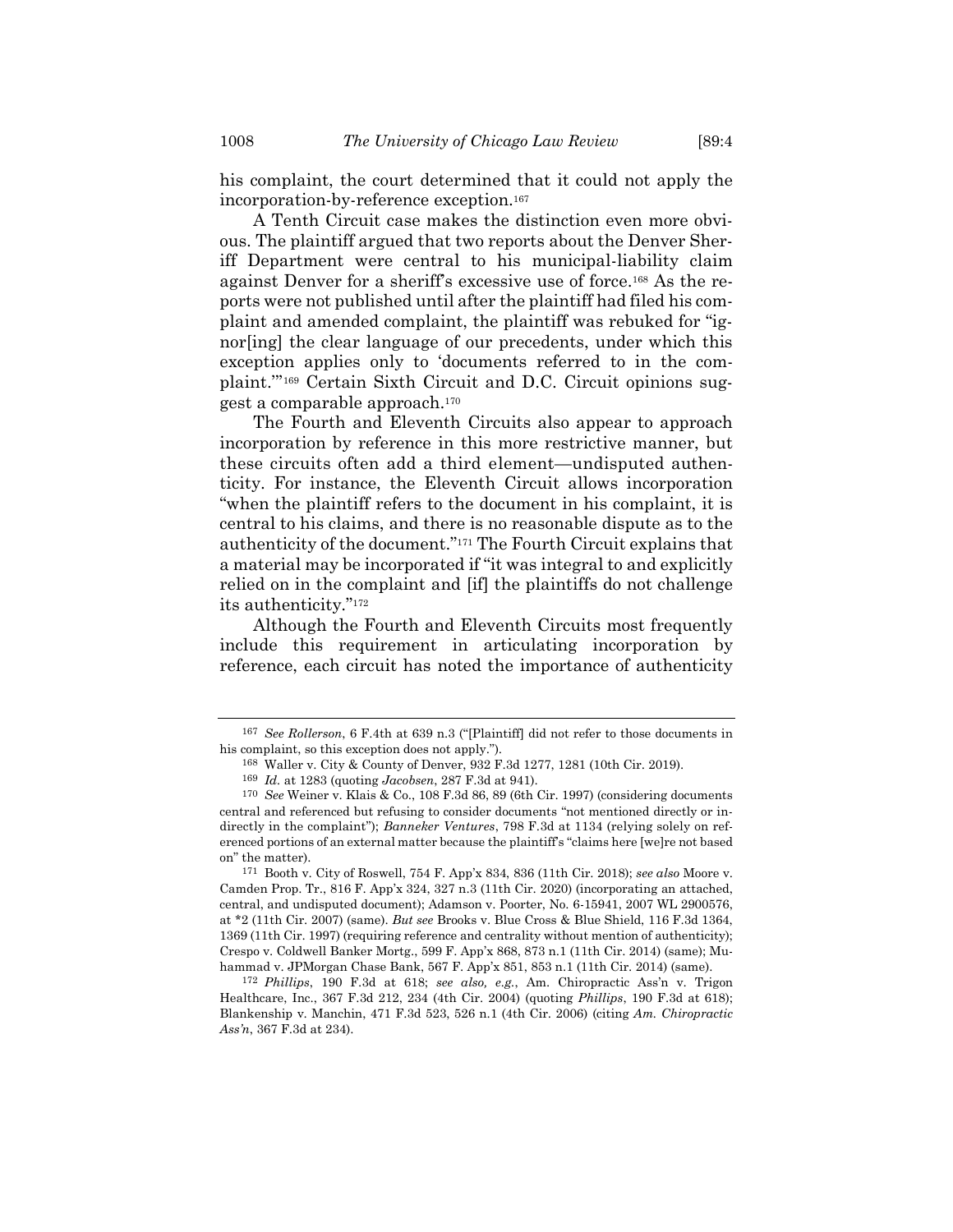his complaint, the court determined that it could not apply the incorporation-by-reference exception.[167]

A Tenth Circuit case makes the distinction even more obvious. The plaintiff argued that two reports about the Denver Sheriff Department were central to his municipal-liability claim against Denver for a sheriff's excessive use of force.[168] As the reports were not published until after the plaintiff had filed his complaint and amended complaint, the plaintiff was rebuked for "ignor[ing] the clear language of our precedents, under which this exception applies only to 'documents referred to in the complaint.'"[169] Certain Sixth Circuit and D.C. Circuit opinions suggest a comparable approach.[170]

The Fourth and Eleventh Circuits also appear to approach incorporation by reference in this more restrictive manner, but these circuits often add a third element—undisputed authenticity. For instance, the Eleventh Circuit allows incorporation "when the plaintiff refers to the document in his complaint, it is central to his claims, and there is no reasonable dispute as to the authenticity of the document."[171] The Fourth Circuit explains that a material may be incorporated if "it was integral to and explicitly relied on in the complaint and [if] the plaintiffs do not challenge its authenticity."[172]

Although the Fourth and Eleventh Circuits most frequently include this requirement in articulating incorporation by reference, each circuit has noted the importance of authenticity

---

[167] *See Rollerson*, 6 F.4th at 639 n.3 ("[Plaintiff] did not refer to those documents in his complaint, so this exception does not apply.").

[168] Waller v. City & County of Denver, 932 F.3d 1277, 1281 (10th Cir. 2019).

[169] *Id.* at 1283 (quoting *Jacobsen*, 287 F.3d at 941).

[170] *See* Weiner v. Klais & Co., 108 F.3d 86, 89 (6th Cir. 1997) (considering documents central and referenced but refusing to consider documents "not mentioned directly or indirectly in the complaint"); *Banneker Ventures*, 798 F.3d at 1134 (relying solely on referenced portions of an external matter because the plaintiff's "claims here [we]re not based on" the matter).

[171] Booth v. City of Roswell, 754 F. App'x 834, 836 (11th Cir. 2018); *see also* Moore v. Camden Prop. Tr., 816 F. App'x 324, 327 n.3 (11th Cir. 2020) (incorporating an attached, central, and undisputed document); Adamson v. Poorter, No. 6-15941, 2007 WL 2900576, at *2 (11th Cir. 2007) (same). *But see* Brooks v. Blue Cross & Blue Shield, 116 F.3d 1364, 1369 (11th Cir. 1997) (requiring reference and centrality without mention of authenticity); Crespo v. Coldwell Banker Mortg., 599 F. App'x 868, 873 n.1 (11th Cir. 2014) (same); Muhammad v. JPMorgan Chase Bank, 567 F. App'x 851, 853 n.1 (11th Cir. 2014) (same).

[172] *Phillips*, 190 F.3d at 618; *see also, e.g.*, Am. Chiropractic Ass'n v. Trigon Healthcare, Inc., 367 F.3d 212, 234 (4th Cir. 2004) (quoting *Phillips*, 190 F.3d at 618); Blankenship v. Manchin, 471 F.3d 523, 526 n.1 (4th Cir. 2006) (citing *Am. Chiropractic Ass'n*, 367 F.3d at 234).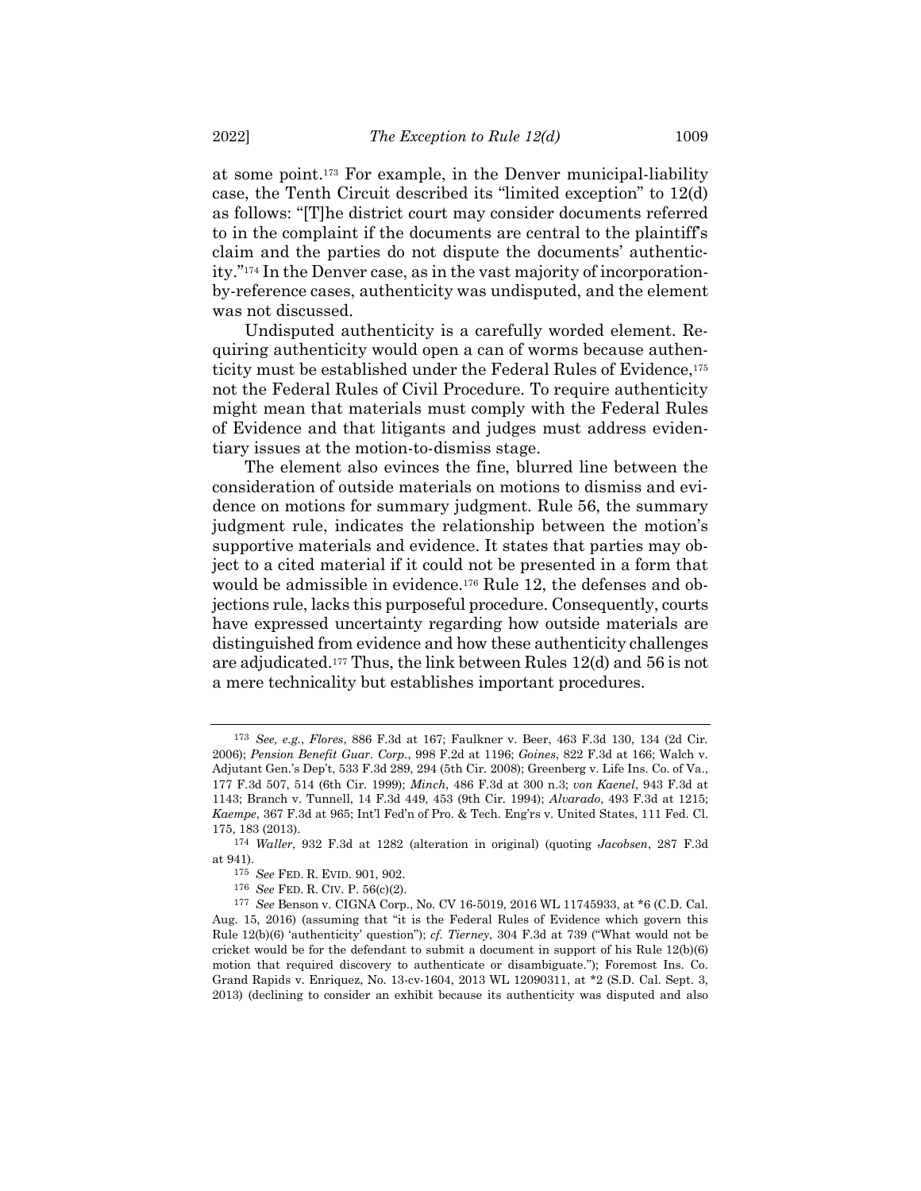at some point.[173] For example, in the Denver municipal-liability case, the Tenth Circuit described its "limited exception" to 12(d) as follows: "[T]he district court may consider documents referred to in the complaint if the documents are central to the plaintiff's claim and the parties do not dispute the documents' authenticity."[174] In the Denver case, as in the vast majority of incorporation-by-reference cases, authenticity was undisputed, and the element was not discussed.

Undisputed authenticity is a carefully worded element. Requiring authenticity would open a can of worms because authenticity must be established under the Federal Rules of Evidence,[175] not the Federal Rules of Civil Procedure. To require authenticity might mean that materials must comply with the Federal Rules of Evidence and that litigants and judges must address evidentiary issues at the motion-to-dismiss stage.

The element also evinces the fine, blurred line between the consideration of outside materials on motions to dismiss and evidence on motions for summary judgment. Rule 56, the summary judgment rule, indicates the relationship between the motion's supportive materials and evidence. It states that parties may object to a cited material if it could not be presented in a form that would be admissible in evidence.[176] Rule 12, the defenses and objections rule, lacks this purposeful procedure. Consequently, courts have expressed uncertainty regarding how outside materials are distinguished from evidence and how these authenticity challenges are adjudicated.[177] Thus, the link between Rules 12(d) and 56 is not a mere technicality but establishes important procedures.

---

[173] *See, e.g.*, *Flores*, 886 F.3d at 167; Faulkner v. Beer, 463 F.3d 130, 134 (2d Cir. 2006); *Pension Benefit Guar. Corp.*, 998 F.2d at 1196; *Goines*, 822 F.3d at 166; Walch v. Adjutant Gen.'s Dep't, 533 F.3d 289, 294 (5th Cir. 2008); Greenberg v. Life Ins. Co. of Va., 177 F.3d 507, 514 (6th Cir. 1999); *Minch*, 486 F.3d at 300 n.3; *von Kaenel*, 943 F.3d at 1143; Branch v. Tunnell, 14 F.3d 449, 453 (9th Cir. 1994); *Alvarado*, 493 F.3d at 1215; *Kaempe*, 367 F.3d at 965; Int'l Fed'n of Pro. & Tech. Eng'rs v. United States, 111 Fed. Cl. 175, 183 (2013).

[174] *Waller*, 932 F.3d at 1282 (alteration in original) (quoting *Jacobsen*, 287 F.3d at 941).

[175] *See* FED. R. EVID. 901, 902.

[176] *See* FED. R. CIV. P. 56(c)(2).

[177] *See* Benson v. CIGNA Corp., No. CV 16-5019, 2016 WL 11745933, at *6 (C.D. Cal. Aug. 15, 2016) (assuming that "it is the Federal Rules of Evidence which govern this Rule 12(b)(6) 'authenticity' question"); *cf. Tierney*, 304 F.3d at 739 ("What would not be cricket would be for the defendant to submit a document in support of his Rule 12(b)(6) motion that required discovery to authenticate or disambiguate."); Foremost Ins. Co. Grand Rapids v. Enriquez, No. 13-cv-1604, 2013 WL 12090311, at *2 (S.D. Cal. Sept. 3, 2013) (declining to consider an exhibit because its authenticity was disputed and also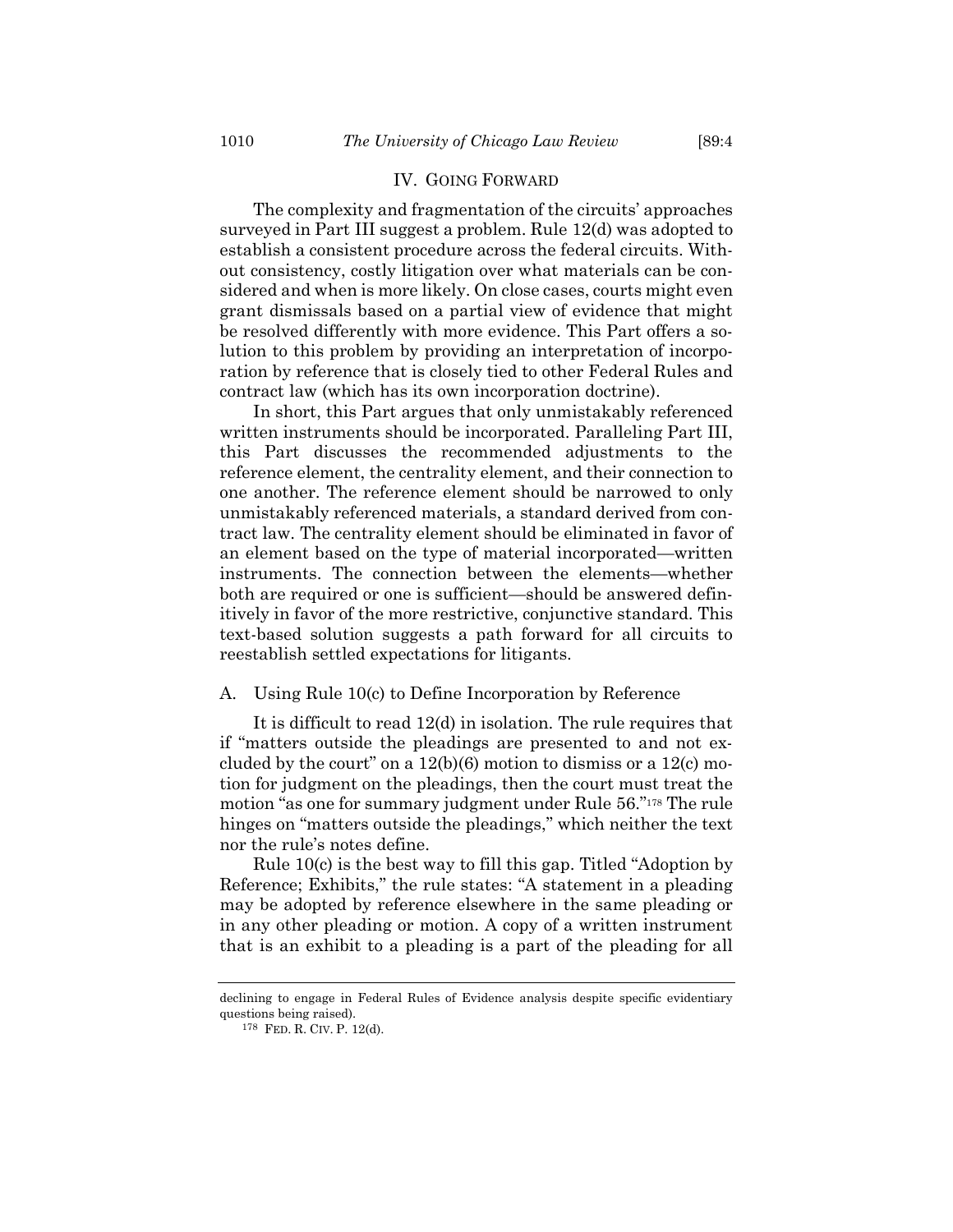## IV. GOING FORWARD

The complexity and fragmentation of the circuits' approaches surveyed in Part III suggest a problem. Rule 12(d) was adopted to establish a consistent procedure across the federal circuits. Without consistency, costly litigation over what materials can be considered and when is more likely. On close cases, courts might even grant dismissals based on a partial view of evidence that might be resolved differently with more evidence. This Part offers a solution to this problem by providing an interpretation of incorporation by reference that is closely tied to other Federal Rules and contract law (which has its own incorporation doctrine).

In short, this Part argues that only unmistakably referenced written instruments should be incorporated. Paralleling Part III, this Part discusses the recommended adjustments to the reference element, the centrality element, and their connection to one another. The reference element should be narrowed to only unmistakably referenced materials, a standard derived from contract law. The centrality element should be eliminated in favor of an element based on the type of material incorporated—written instruments. The connection between the elements—whether both are required or one is sufficient—should be answered definitively in favor of the more restrictive, conjunctive standard. This text-based solution suggests a path forward for all circuits to reestablish settled expectations for litigants.

### A. Using Rule 10(c) to Define Incorporation by Reference

It is difficult to read 12(d) in isolation. The rule requires that if "matters outside the pleadings are presented to and not excluded by the court" on a 12(b)(6) motion to dismiss or a 12(c) motion for judgment on the pleadings, then the court must treat the motion "as one for summary judgment under Rule 56."[178] The rule hinges on "matters outside the pleadings," which neither the text nor the rule's notes define.

Rule 10(c) is the best way to fill this gap. Titled "Adoption by Reference; Exhibits," the rule states: "A statement in a pleading may be adopted by reference elsewhere in the same pleading or in any other pleading or motion. A copy of a written instrument that is an exhibit to a pleading is a part of the pleading for all

---

declining to engage in Federal Rules of Evidence analysis despite specific evidentiary questions being raised).

[178] FED. R. CIV. P. 12(d).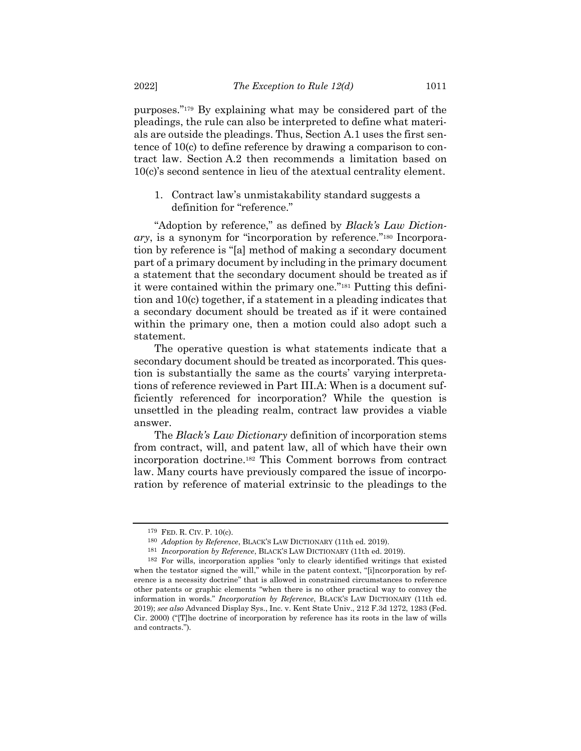purposes."[179] By explaining what may be considered part of the pleadings, the rule can also be interpreted to define what materials are outside the pleadings. Thus, Section A.1 uses the first sentence of 10(c) to define reference by drawing a comparison to contract law. Section A.2 then recommends a limitation based on 10(c)'s second sentence in lieu of the atextual centrality element.

1. Contract law's unmistakability standard suggests a definition for "reference."

"Adoption by reference," as defined by *Black's Law Dictionary*, is a synonym for "incorporation by reference."[180] Incorporation by reference is "[a] method of making a secondary document part of a primary document by including in the primary document a statement that the secondary document should be treated as if it were contained within the primary one."[181] Putting this definition and 10(c) together, if a statement in a pleading indicates that a secondary document should be treated as if it were contained within the primary one, then a motion could also adopt such a statement.

The operative question is what statements indicate that a secondary document should be treated as incorporated. This question is substantially the same as the courts' varying interpretations of reference reviewed in Part III.A: When is a document sufficiently referenced for incorporation? While the question is unsettled in the pleading realm, contract law provides a viable answer.

The *Black's Law Dictionary* definition of incorporation stems from contract, will, and patent law, all of which have their own incorporation doctrine.[182] This Comment borrows from contract law. Many courts have previously compared the issue of incorporation by reference of material extrinsic to the pleadings to the

---

[179] FED. R. CIV. P. 10(c).

[180] *Adoption by Reference*, BLACK'S LAW DICTIONARY (11th ed. 2019).

[181] *Incorporation by Reference*, BLACK'S LAW DICTIONARY (11th ed. 2019).

[182] For wills, incorporation applies "only to clearly identified writings that existed when the testator signed the will," while in the patent context, "[i]ncorporation by reference is a necessity doctrine" that is allowed in constrained circumstances to reference other patents or graphic elements "when there is no other practical way to convey the information in words." *Incorporation by Reference*, BLACK'S LAW DICTIONARY (11th ed. 2019); *see also* Advanced Display Sys., Inc. v. Kent State Univ., 212 F.3d 1272, 1283 (Fed. Cir. 2000) ("[T]he doctrine of incorporation by reference has its roots in the law of wills and contracts.").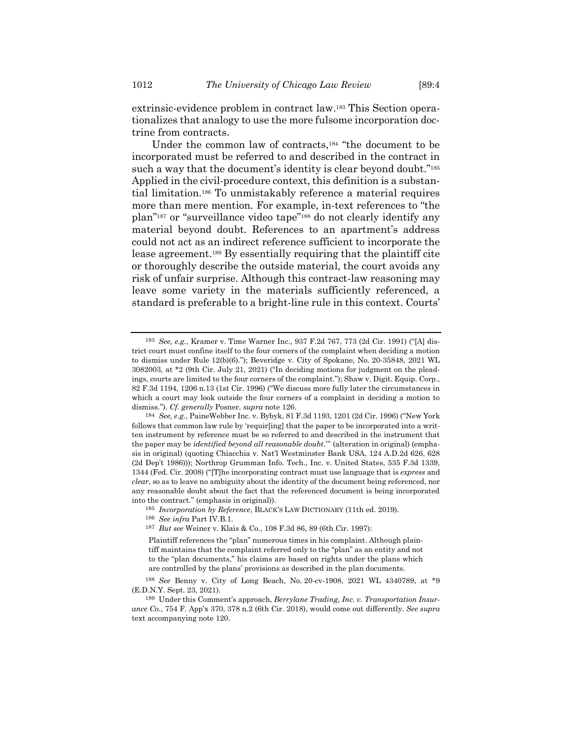extrinsic-evidence problem in contract law.[183] This Section operationalizes that analogy to use the more fulsome incorporation doctrine from contracts.

Under the common law of contracts,[184] "the document to be incorporated must be referred to and described in the contract in such a way that the document's identity is clear beyond doubt."[185] Applied in the civil-procedure context, this definition is a substantial limitation.[186] To unmistakably reference a material requires more than mere mention. For example, in-text references to "the plan"[187] or "surveillance video tape"[188] do not clearly identify any material beyond doubt. References to an apartment's address could not act as an indirect reference sufficient to incorporate the lease agreement.[189] By essentially requiring that the plaintiff cite or thoroughly describe the outside material, the court avoids any risk of unfair surprise. Although this contract-law reasoning may leave some variety in the materials sufficiently referenced, a standard is preferable to a bright-line rule in this context. Courts'

---

[183] *See, e.g.*, Kramer v. Time Warner Inc., 937 F.2d 767, 773 (2d Cir. 1991) ("[A] district court must confine itself to the four corners of the complaint when deciding a motion to dismiss under Rule 12(b)(6)."); Beveridge v. City of Spokane, No. 20-35848, 2021 WL 3082003, at *2 (9th Cir. July 21, 2021) ("In deciding motions for judgment on the pleadings, courts are limited to the four corners of the complaint."); Shaw v. Digit. Equip. Corp., 82 F.3d 1194, 1206 n.13 (1st Cir. 1996) ("We discuss more fully later the circumstances in which a court may look outside the four corners of a complaint in deciding a motion to dismiss."). *Cf. generally* Posner, *supra* note 126.

[184] *See, e.g.*, PaineWebber Inc. v. Bybyk, 81 F.3d 1193, 1201 (2d Cir. 1996) ("New York follows that common law rule by 'requir[ing] that the paper to be incorporated into a written instrument by reference must be so referred to and described in the instrument that the paper may be *identified beyond all reasonable doubt*.'" (alteration in original) (emphasis in original) (quoting Chiacchia v. Nat'l Westminster Bank USA, 124 A.D.2d 626, 628 (2d Dep't 1986))); Northrop Grumman Info. Tech., Inc. v. United States, 535 F.3d 1339, 1344 (Fed. Cir. 2008) ("[T]he incorporating contract must use language that is *express* and *clear*, so as to leave no ambiguity about the identity of the document being referenced, nor any reasonable doubt about the fact that the referenced document is being incorporated into the contract." (emphasis in original)).

[185] *Incorporation by Reference*, BLACK'S LAW DICTIONARY (11th ed. 2019).

[186] *See infra* Part IV.B.1.

[187] *But see* Weiner v. Klais & Co., 108 F.3d 86, 89 (6th Cir. 1997):

> Plaintiff references the "plan" numerous times in his complaint. Although plaintiff maintains that the complaint referred only to the "plan" as an entity and not to the "plan documents," his claims are based on rights under the plans which are controlled by the plans' provisions as described in the plan documents.

[188] *See* Benny v. City of Long Beach, No. 20-cv-1908, 2021 WL 4340789, at *9 (E.D.N.Y. Sept. 23, 2021).

[189] Under this Comment's approach, *Berrylane Trading, Inc. v. Transportation Insurance Co.*, 754 F. App'x 370, 378 n.2 (6th Cir. 2018), would come out differently. *See supra* text accompanying note 120.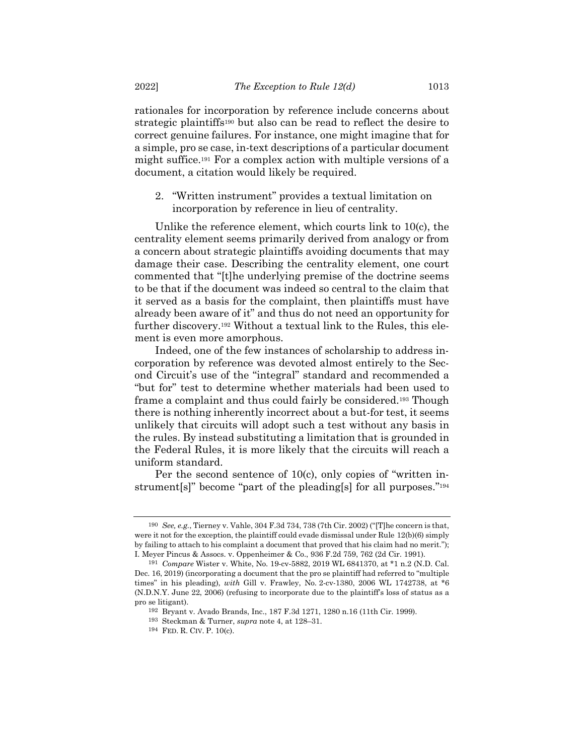rationales for incorporation by reference include concerns about strategic plaintiffs[190] but also can be read to reflect the desire to correct genuine failures. For instance, one might imagine that for a simple, pro se case, in-text descriptions of a particular document might suffice.[191] For a complex action with multiple versions of a document, a citation would likely be required.

2. "Written instrument" provides a textual limitation on incorporation by reference in lieu of centrality.

Unlike the reference element, which courts link to 10(c), the centrality element seems primarily derived from analogy or from a concern about strategic plaintiffs avoiding documents that may damage their case. Describing the centrality element, one court commented that "[t]he underlying premise of the doctrine seems to be that if the document was indeed so central to the claim that it served as a basis for the complaint, then plaintiffs must have already been aware of it" and thus do not need an opportunity for further discovery.[192] Without a textual link to the Rules, this element is even more amorphous.

Indeed, one of the few instances of scholarship to address incorporation by reference was devoted almost entirely to the Second Circuit's use of the "integral" standard and recommended a "but for" test to determine whether materials had been used to frame a complaint and thus could fairly be considered.[193] Though there is nothing inherently incorrect about a but-for test, it seems unlikely that circuits will adopt such a test without any basis in the rules. By instead substituting a limitation that is grounded in the Federal Rules, it is more likely that the circuits will reach a uniform standard.

Per the second sentence of 10(c), only copies of "written instrument[s]" become "part of the pleading[s] for all purposes."[194]

---

[190] *See, e.g.*, Tierney v. Vahle, 304 F.3d 734, 738 (7th Cir. 2002) ("[T]he concern is that, were it not for the exception, the plaintiff could evade dismissal under Rule 12(b)(6) simply by failing to attach to his complaint a document that proved that his claim had no merit."); I. Meyer Pincus & Assocs. v. Oppenheimer & Co., 936 F.2d 759, 762 (2d Cir. 1991).

[191] *Compare* Wister v. White, No. 19-cv-5882, 2019 WL 6841370, at *1 n.2 (N.D. Cal. Dec. 16, 2019) (incorporating a document that the pro se plaintiff had referred to "multiple times" in his pleading), *with* Gill v. Frawley, No. 2-cv-1380, 2006 WL 1742738, at *6 (N.D.N.Y. June 22, 2006) (refusing to incorporate due to the plaintiff's loss of status as a pro se litigant).

[192] Bryant v. Avado Brands, Inc., 187 F.3d 1271, 1280 n.16 (11th Cir. 1999).

[193] Steckman & Turner, *supra* note 4, at 128–31.

[194] FED. R. CIV. P. 10(c).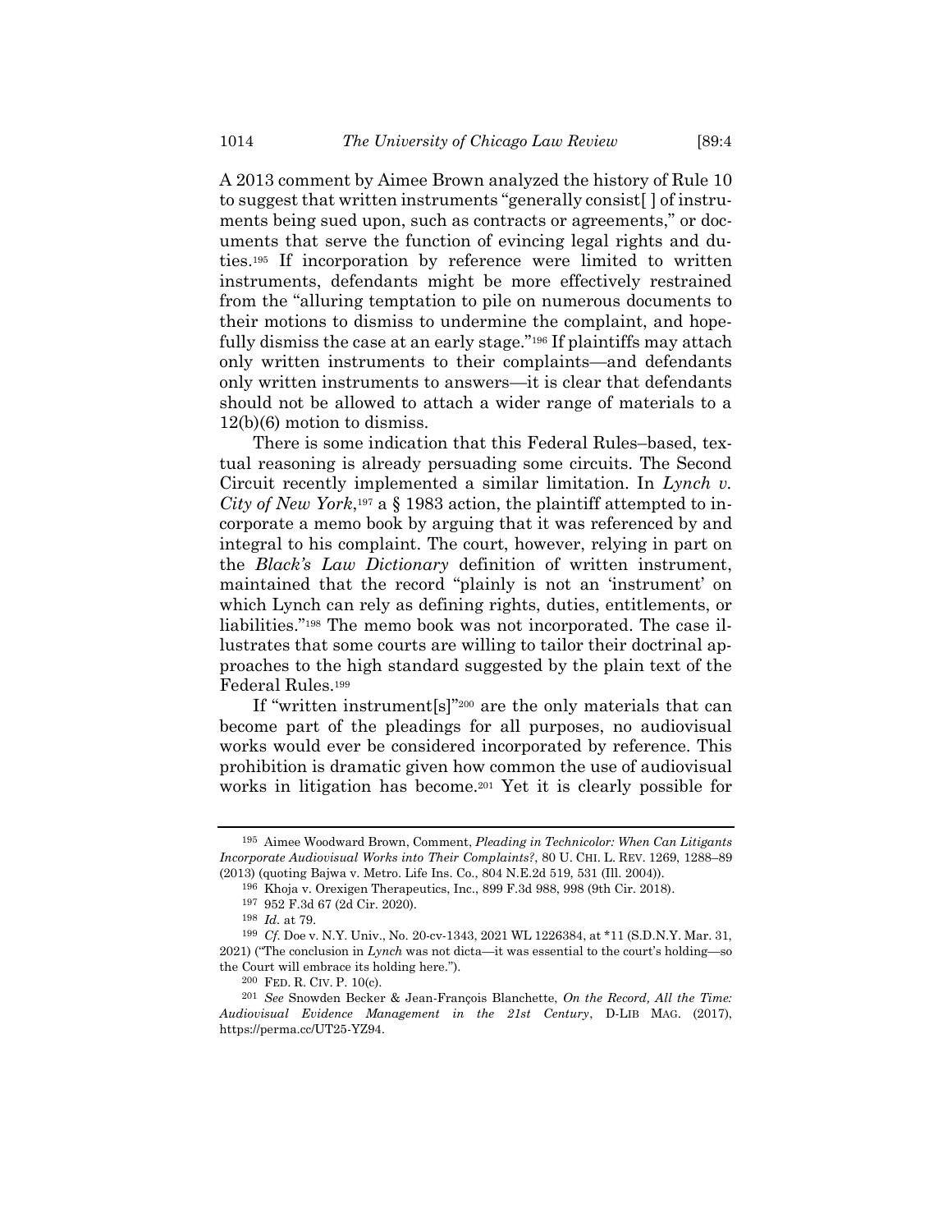A 2013 comment by Aimee Brown analyzed the history of Rule 10 to suggest that written instruments "generally consist[ ] of instruments being sued upon, such as contracts or agreements," or documents that serve the function of evincing legal rights and duties.[195] If incorporation by reference were limited to written instruments, defendants might be more effectively restrained from the "alluring temptation to pile on numerous documents to their motions to dismiss to undermine the complaint, and hopefully dismiss the case at an early stage."[196] If plaintiffs may attach only written instruments to their complaints—and defendants only written instruments to answers—it is clear that defendants should not be allowed to attach a wider range of materials to a 12(b)(6) motion to dismiss.

There is some indication that this Federal Rules–based, textual reasoning is already persuading some circuits. The Second Circuit recently implemented a similar limitation. In *Lynch v. City of New York*,[197] a § 1983 action, the plaintiff attempted to incorporate a memo book by arguing that it was referenced by and integral to his complaint. The court, however, relying in part on the *Black's Law Dictionary* definition of written instrument, maintained that the record "plainly is not an 'instrument' on which Lynch can rely as defining rights, duties, entitlements, or liabilities."[198] The memo book was not incorporated. The case illustrates that some courts are willing to tailor their doctrinal approaches to the high standard suggested by the plain text of the Federal Rules.[199]

If "written instrument[s]"[200] are the only materials that can become part of the pleadings for all purposes, no audiovisual works would ever be considered incorporated by reference. This prohibition is dramatic given how common the use of audiovisual works in litigation has become.[201] Yet it is clearly possible for

---

[195] Aimee Woodward Brown, Comment, *Pleading in Technicolor: When Can Litigants Incorporate Audiovisual Works into Their Complaints?*, 80 U. CHI. L. REV. 1269, 1288–89 (2013) (quoting Bajwa v. Metro. Life Ins. Co., 804 N.E.2d 519, 531 (Ill. 2004)).

[196] Khoja v. Orexigen Therapeutics, Inc., 899 F.3d 988, 998 (9th Cir. 2018).

[197] 952 F.3d 67 (2d Cir. 2020).

[198] *Id.* at 79.

[199] *Cf.* Doe v. N.Y. Univ., No. 20-cv-1343, 2021 WL 1226384, at *11 (S.D.N.Y. Mar. 31, 2021) ("The conclusion in *Lynch* was not dicta—it was essential to the court's holding—so the Court will embrace its holding here.").

[200] FED. R. CIV. P. 10(c).

[201] *See* Snowden Becker & Jean-François Blanchette, *On the Record, All the Time: Audiovisual Evidence Management in the 21st Century*, D-LIB MAG. (2017), https://perma.cc/UT25-YZ94.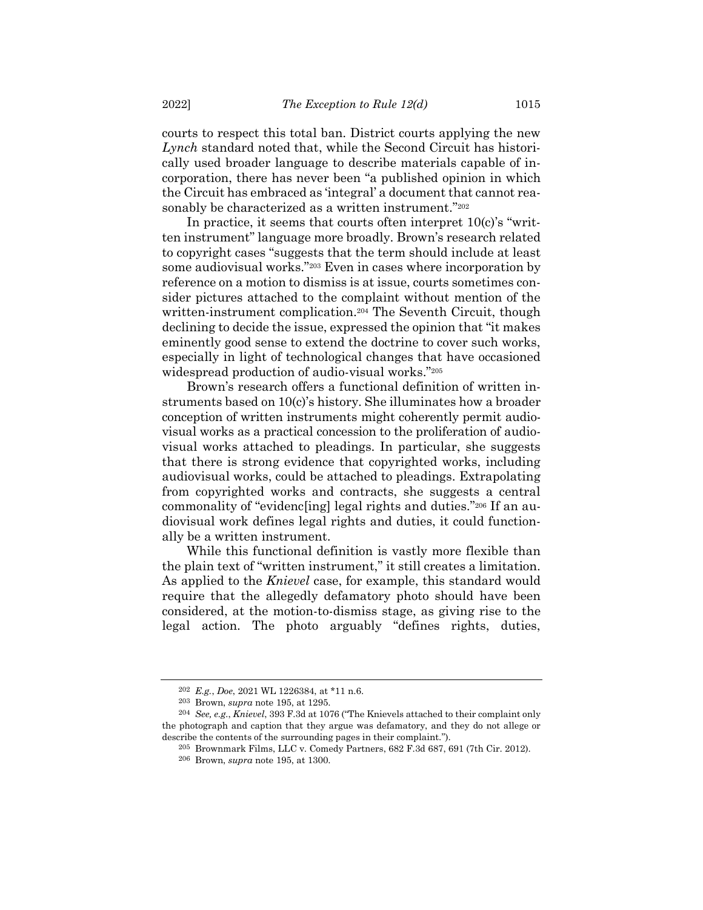courts to respect this total ban. District courts applying the new *Lynch* standard noted that, while the Second Circuit has historically used broader language to describe materials capable of incorporation, there has never been "a published opinion in which the Circuit has embraced as 'integral' a document that cannot reasonably be characterized as a written instrument."[202]

In practice, it seems that courts often interpret 10(c)'s "written instrument" language more broadly. Brown's research related to copyright cases "suggests that the term should include at least some audiovisual works."[203] Even in cases where incorporation by reference on a motion to dismiss is at issue, courts sometimes consider pictures attached to the complaint without mention of the written-instrument complication.[204] The Seventh Circuit, though declining to decide the issue, expressed the opinion that "it makes eminently good sense to extend the doctrine to cover such works, especially in light of technological changes that have occasioned widespread production of audio-visual works."[205]

Brown's research offers a functional definition of written instruments based on 10(c)'s history. She illuminates how a broader conception of written instruments might coherently permit audiovisual works as a practical concession to the proliferation of audiovisual works attached to pleadings. In particular, she suggests that there is strong evidence that copyrighted works, including audiovisual works, could be attached to pleadings. Extrapolating from copyrighted works and contracts, she suggests a central commonality of "evidenc[ing] legal rights and duties."[206] If an audiovisual work defines legal rights and duties, it could functionally be a written instrument.

While this functional definition is vastly more flexible than the plain text of "written instrument," it still creates a limitation. As applied to the *Knievel* case, for example, this standard would require that the allegedly defamatory photo should have been considered, at the motion-to-dismiss stage, as giving rise to the legal action. The photo arguably "defines rights, duties,

---

[202] *E.g.*, *Doe*, 2021 WL 1226384, at *11 n.6.

[203] Brown, *supra* note 195, at 1295.

[204] *See, e.g.*, *Knievel*, 393 F.3d at 1076 ("The Knievels attached to their complaint only the photograph and caption that they argue was defamatory, and they do not allege or describe the contents of the surrounding pages in their complaint.").

[205] Brownmark Films, LLC v. Comedy Partners, 682 F.3d 687, 691 (7th Cir. 2012).

[206] Brown, *supra* note 195, at 1300.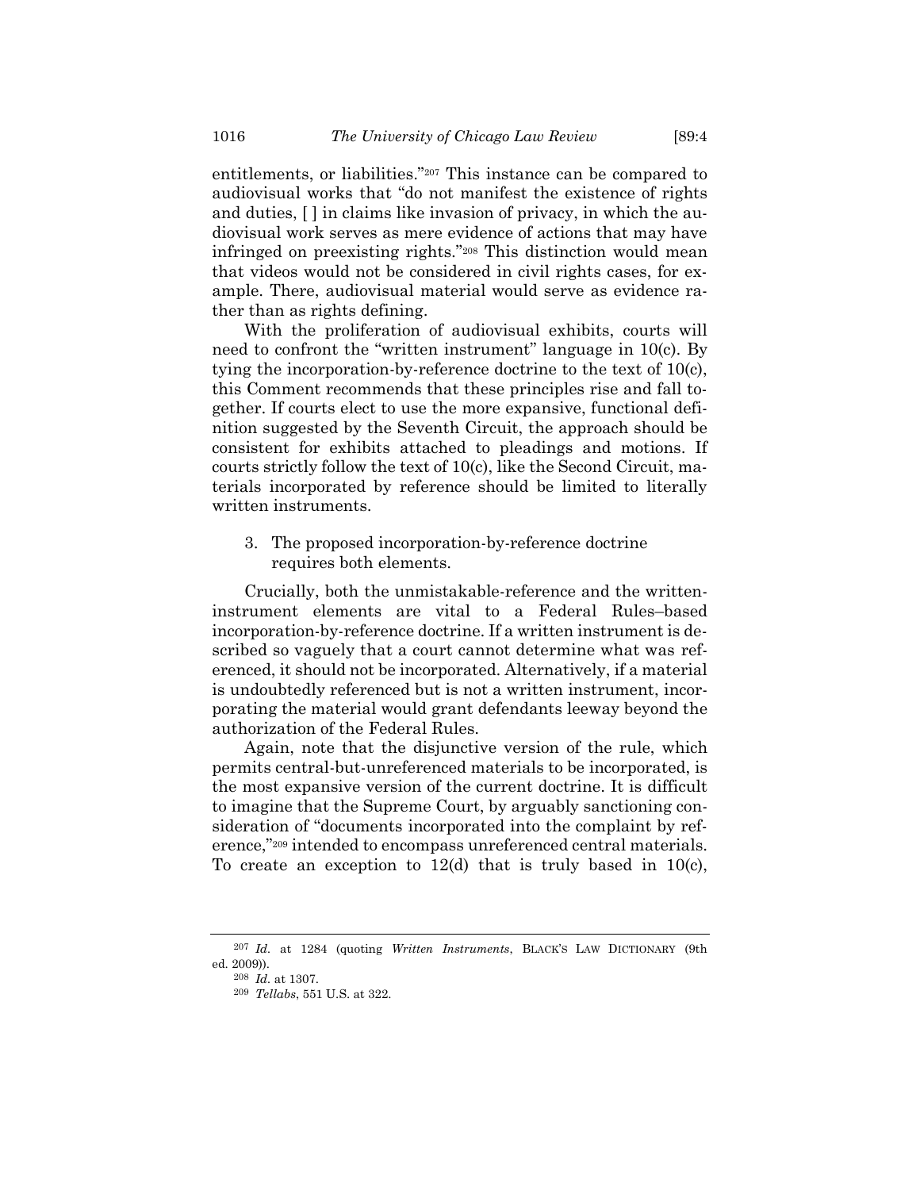entitlements, or liabilities."[207] This instance can be compared to audiovisual works that "do not manifest the existence of rights and duties, [ ] in claims like invasion of privacy, in which the audiovisual work serves as mere evidence of actions that may have infringed on preexisting rights."[208] This distinction would mean that videos would not be considered in civil rights cases, for example. There, audiovisual material would serve as evidence rather than as rights defining.

With the proliferation of audiovisual exhibits, courts will need to confront the "written instrument" language in 10(c). By tying the incorporation-by-reference doctrine to the text of 10(c), this Comment recommends that these principles rise and fall together. If courts elect to use the more expansive, functional definition suggested by the Seventh Circuit, the approach should be consistent for exhibits attached to pleadings and motions. If courts strictly follow the text of 10(c), like the Second Circuit, materials incorporated by reference should be limited to literally written instruments.

### 3. The proposed incorporation-by-reference doctrine requires both elements.

Crucially, both the unmistakable-reference and the written-instrument elements are vital to a Federal Rules–based incorporation-by-reference doctrine. If a written instrument is described so vaguely that a court cannot determine what was referenced, it should not be incorporated. Alternatively, if a material is undoubtedly referenced but is not a written instrument, incorporating the material would grant defendants leeway beyond the authorization of the Federal Rules.

Again, note that the disjunctive version of the rule, which permits central-but-unreferenced materials to be incorporated, is the most expansive version of the current doctrine. It is difficult to imagine that the Supreme Court, by arguably sanctioning consideration of "documents incorporated into the complaint by reference,"[209] intended to encompass unreferenced central materials. To create an exception to 12(d) that is truly based in 10(c),

---

[207] *Id.* at 1284 (quoting *Written Instruments*, BLACK'S LAW DICTIONARY (9th ed. 2009)).

[208] *Id.* at 1307.

[209] *Tellabs*, 551 U.S. at 322.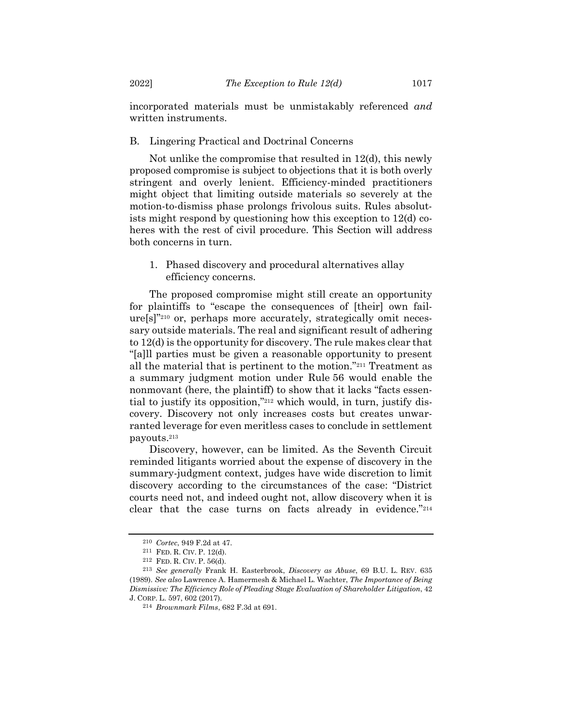incorporated materials must be unmistakably referenced *and* written instruments.

## B. Lingering Practical and Doctrinal Concerns

Not unlike the compromise that resulted in 12(d), this newly proposed compromise is subject to objections that it is both overly stringent and overly lenient. Efficiency-minded practitioners might object that limiting outside materials so severely at the motion-to-dismiss phase prolongs frivolous suits. Rules absolutists might respond by questioning how this exception to 12(d) coheres with the rest of civil procedure. This Section will address both concerns in turn.

### 1. Phased discovery and procedural alternatives allay efficiency concerns.

The proposed compromise might still create an opportunity for plaintiffs to "escape the consequences of [their] own failure[s]"[210] or, perhaps more accurately, strategically omit necessary outside materials. The real and significant result of adhering to 12(d) is the opportunity for discovery. The rule makes clear that "[a]ll parties must be given a reasonable opportunity to present all the material that is pertinent to the motion."[211] Treatment as a summary judgment motion under Rule 56 would enable the nonmovant (here, the plaintiff) to show that it lacks "facts essential to justify its opposition,"[212] which would, in turn, justify discovery. Discovery not only increases costs but creates unwarranted leverage for even meritless cases to conclude in settlement payouts.[213]

Discovery, however, can be limited. As the Seventh Circuit reminded litigants worried about the expense of discovery in the summary-judgment context, judges have wide discretion to limit discovery according to the circumstances of the case: "District courts need not, and indeed ought not, allow discovery when it is clear that the case turns on facts already in evidence."[214]

---

[210] *Cortec*, 949 F.2d at 47.

[211] FED. R. CIV. P. 12(d).

[212] FED. R. CIV. P. 56(d).

[213] *See generally* Frank H. Easterbrook, *Discovery as Abuse*, 69 B.U. L. REV. 635 (1989). *See also* Lawrence A. Hamermesh & Michael L. Wachter, *The Importance of Being Dismissive: The Efficiency Role of Pleading Stage Evaluation of Shareholder Litigation*, 42 J. CORP. L. 597, 602 (2017).

[214] *Brownmark Films*, 682 F.3d at 691.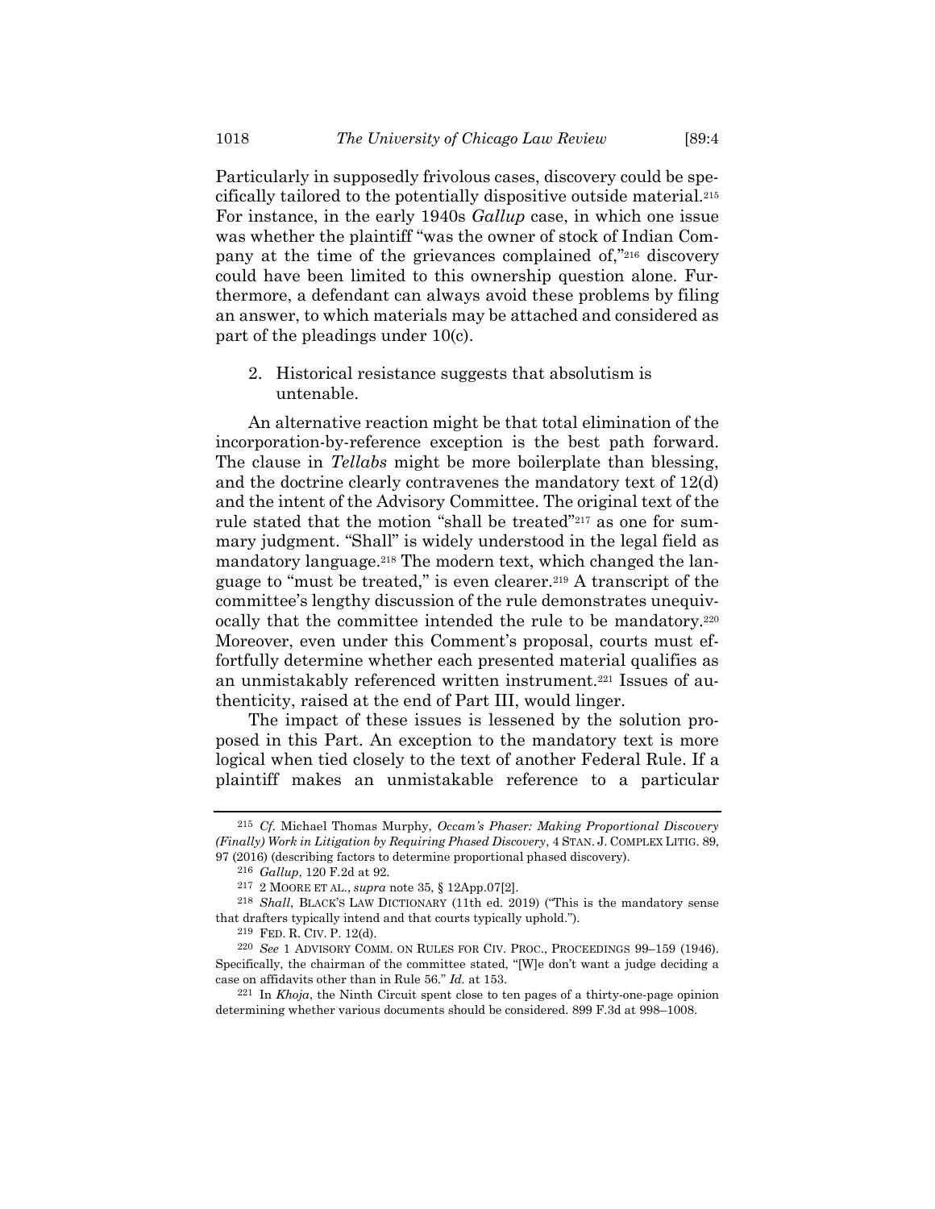Particularly in supposedly frivolous cases, discovery could be specifically tailored to the potentially dispositive outside material.[215] For instance, in the early 1940s *Gallup* case, in which one issue was whether the plaintiff "was the owner of stock of Indian Company at the time of the grievances complained of,"[216] discovery could have been limited to this ownership question alone. Furthermore, a defendant can always avoid these problems by filing an answer, to which materials may be attached and considered as part of the pleadings under 10(c).

### 2. Historical resistance suggests that absolutism is untenable.

An alternative reaction might be that total elimination of the incorporation-by-reference exception is the best path forward. The clause in *Tellabs* might be more boilerplate than blessing, and the doctrine clearly contravenes the mandatory text of 12(d) and the intent of the Advisory Committee. The original text of the rule stated that the motion "shall be treated"[217] as one for summary judgment. "Shall" is widely understood in the legal field as mandatory language.[218] The modern text, which changed the language to "must be treated," is even clearer.[219] A transcript of the committee's lengthy discussion of the rule demonstrates unequivocally that the committee intended the rule to be mandatory.[220] Moreover, even under this Comment's proposal, courts must effortfully determine whether each presented material qualifies as an unmistakably referenced written instrument.[221] Issues of authenticity, raised at the end of Part III, would linger.

The impact of these issues is lessened by the solution proposed in this Part. An exception to the mandatory text is more logical when tied closely to the text of another Federal Rule. If a plaintiff makes an unmistakable reference to a particular

---

[215] *Cf.* Michael Thomas Murphy, *Occam's Phaser: Making Proportional Discovery (Finally) Work in Litigation by Requiring Phased Discovery*, 4 STAN. J. COMPLEX LITIG. 89, 97 (2016) (describing factors to determine proportional phased discovery).

[216] *Gallup*, 120 F.2d at 92.

[217] 2 MOORE ET AL., *supra* note 35, § 12App.07[2].

[218] *Shall*, BLACK'S LAW DICTIONARY (11th ed. 2019) ("This is the mandatory sense that drafters typically intend and that courts typically uphold.").

[219] FED. R. CIV. P. 12(d).

[220] *See* 1 ADVISORY COMM. ON RULES FOR CIV. PROC., PROCEEDINGS 99–159 (1946). Specifically, the chairman of the committee stated, "[W]e don't want a judge deciding a case on affidavits other than in Rule 56." *Id.* at 153.

[221] In *Khoja*, the Ninth Circuit spent close to ten pages of a thirty-one-page opinion determining whether various documents should be considered. 899 F.3d at 998–1008.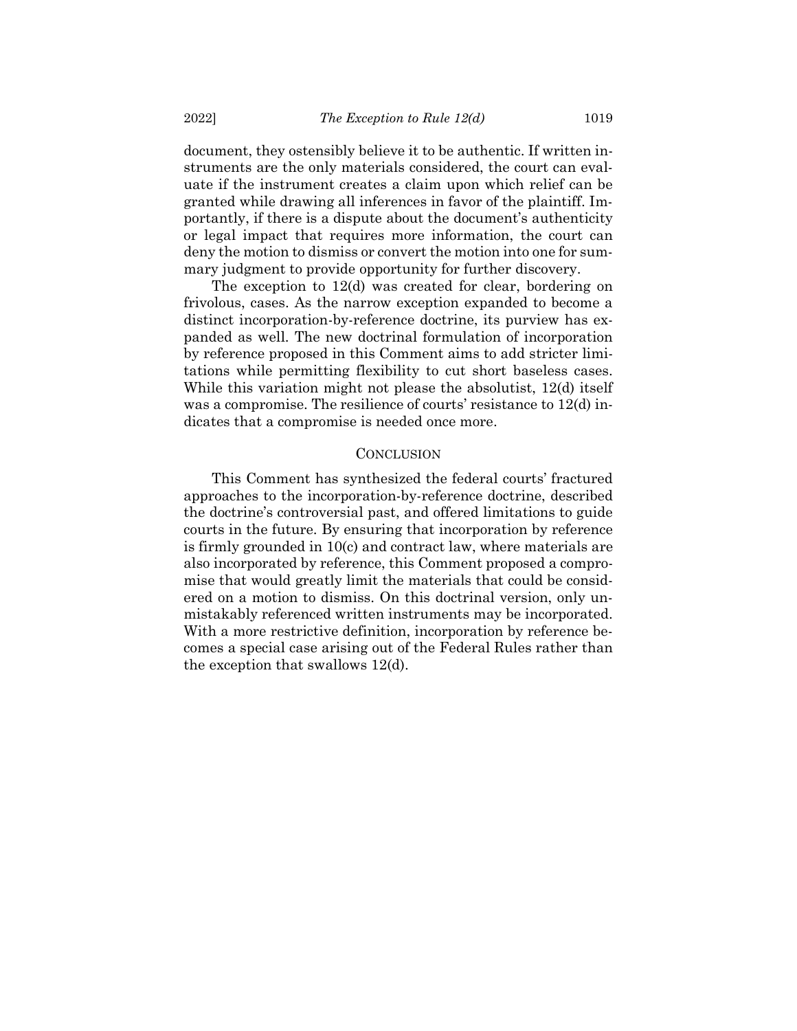document, they ostensibly believe it to be authentic. If written instruments are the only materials considered, the court can evaluate if the instrument creates a claim upon which relief can be granted while drawing all inferences in favor of the plaintiff. Importantly, if there is a dispute about the document's authenticity or legal impact that requires more information, the court can deny the motion to dismiss or convert the motion into one for summary judgment to provide opportunity for further discovery.

The exception to 12(d) was created for clear, bordering on frivolous, cases. As the narrow exception expanded to become a distinct incorporation-by-reference doctrine, its purview has expanded as well. The new doctrinal formulation of incorporation by reference proposed in this Comment aims to add stricter limitations while permitting flexibility to cut short baseless cases. While this variation might not please the absolutist, 12(d) itself was a compromise. The resilience of courts' resistance to 12(d) indicates that a compromise is needed once more.

## CONCLUSION

This Comment has synthesized the federal courts' fractured approaches to the incorporation-by-reference doctrine, described the doctrine's controversial past, and offered limitations to guide courts in the future. By ensuring that incorporation by reference is firmly grounded in 10(c) and contract law, where materials are also incorporated by reference, this Comment proposed a compromise that would greatly limit the materials that could be considered on a motion to dismiss. On this doctrinal version, only unmistakably referenced written instruments may be incorporated. With a more restrictive definition, incorporation by reference becomes a special case arising out of the Federal Rules rather than the exception that swallows 12(d).